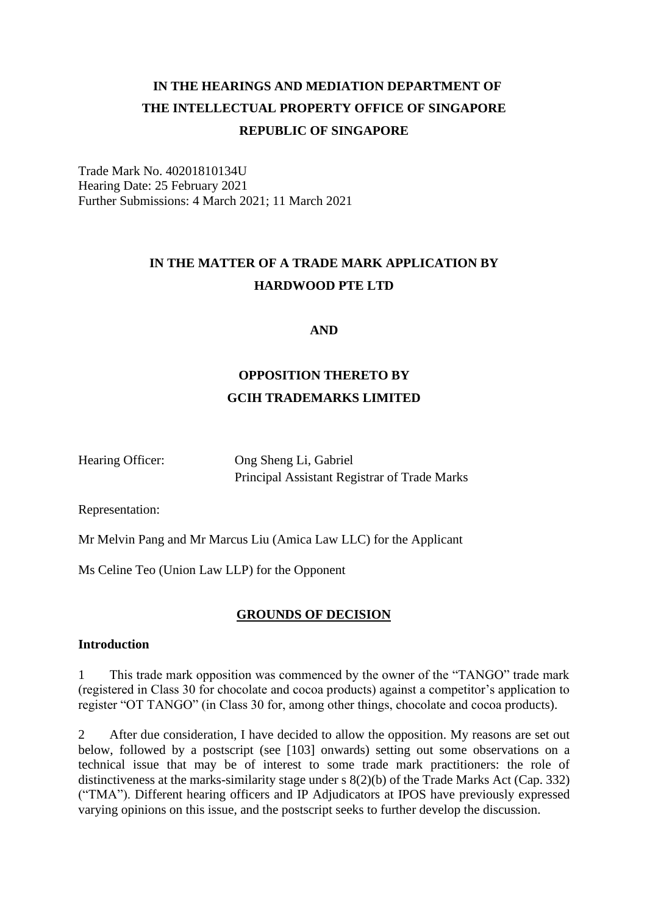# IN THE HEARINGS AND MEDIATION DEPARTMENT OF THE INTELLECTUAL PROPERTY OFFICE OF SINGAPORE REPUBLIC OF SINGAPORE

Trade Mark No. 40201810134U
Hearing Date: 25 February 2021
Further Submissions: 4 March 2021; 11 March 2021

## IN THE MATTER OF A TRADE MARK APPLICATION BY HARDWOOD PTE LTD

**AND**

## OPPOSITION THERETO BY GCIH TRADEMARKS LIMITED

Hearing Officer: Ong Sheng Li, Gabriel
Principal Assistant Registrar of Trade Marks

Representation:

Mr Melvin Pang and Mr Marcus Liu (Amica Law LLC) for the Applicant

Ms Celine Teo (Union Law LLP) for the Opponent

## GROUNDS OF DECISION

### Introduction

1 This trade mark opposition was commenced by the owner of the "TANGO" trade mark (registered in Class 30 for chocolate and cocoa products) against a competitor's application to register "OT TANGO" (in Class 30 for, among other things, chocolate and cocoa products).

2 After due consideration, I have decided to allow the opposition. My reasons are set out below, followed by a postscript (see [103] onwards) setting out some observations on a technical issue that may be of interest to some trade mark practitioners: the role of distinctiveness at the marks-similarity stage under s 8(2)(b) of the Trade Marks Act (Cap. 332) ("TMA"). Different hearing officers and IP Adjudicators at IPOS have previously expressed varying opinions on this issue, and the postscript seeks to further develop the discussion.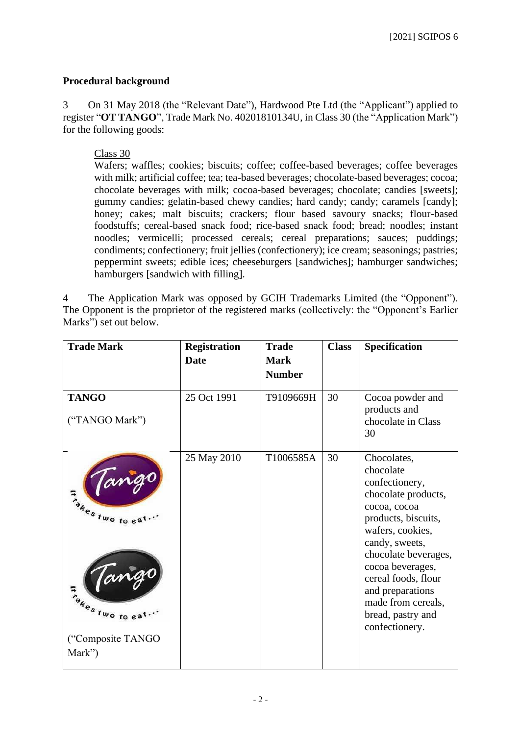## Procedural background

3 On 31 May 2018 (the "Relevant Date"), Hardwood Pte Ltd (the "Applicant") applied to register "**OT TANGO**", Trade Mark No. 40201810134U, in Class 30 (the "Application Mark") for the following goods:

> Class 30
>
> Wafers; waffles; cookies; biscuits; coffee; coffee-based beverages; coffee beverages with milk; artificial coffee; tea; tea-based beverages; chocolate-based beverages; cocoa; chocolate beverages with milk; cocoa-based beverages; chocolate; candies [sweets]; gummy candies; gelatin-based chewy candies; hard candy; candy; caramels [candy]; honey; cakes; malt biscuits; crackers; flour based savoury snacks; flour-based foodstuffs; cereal-based snack food; rice-based snack food; bread; noodles; instant noodles; vermicelli; processed cereals; cereal preparations; sauces; puddings; condiments; confectionery; fruit jellies (confectionery); ice cream; seasonings; pastries; peppermint sweets; edible ices; cheeseburgers [sandwiches]; hamburger sandwiches; hamburgers [sandwich with filling].

4 The Application Mark was opposed by GCIH Trademarks Limited (the "Opponent"). The Opponent is the proprietor of the registered marks (collectively: the "Opponent's Earlier Marks") set out below.

| Trade Mark | Registration Date | Trade Mark Number | Class | Specification |
|---|---|---|---|---|
| **TANGO** ("TANGO Mark") | 25 Oct 1991 | T9109669H | 30 | Cocoa powder and products and chocolate in Class 30 |
| Tango It takes two to eat... Tango It takes two to eat... ("Composite TANGO Mark") | 25 May 2010 | T1006585A | 30 | Chocolates, chocolate confectionery, chocolate products, cocoa, cocoa products, biscuits, wafers, cookies, candy, sweets, chocolate beverages, cocoa beverages, cereal foods, flour and preparations made from cereals, bread, pastry and confectionery. |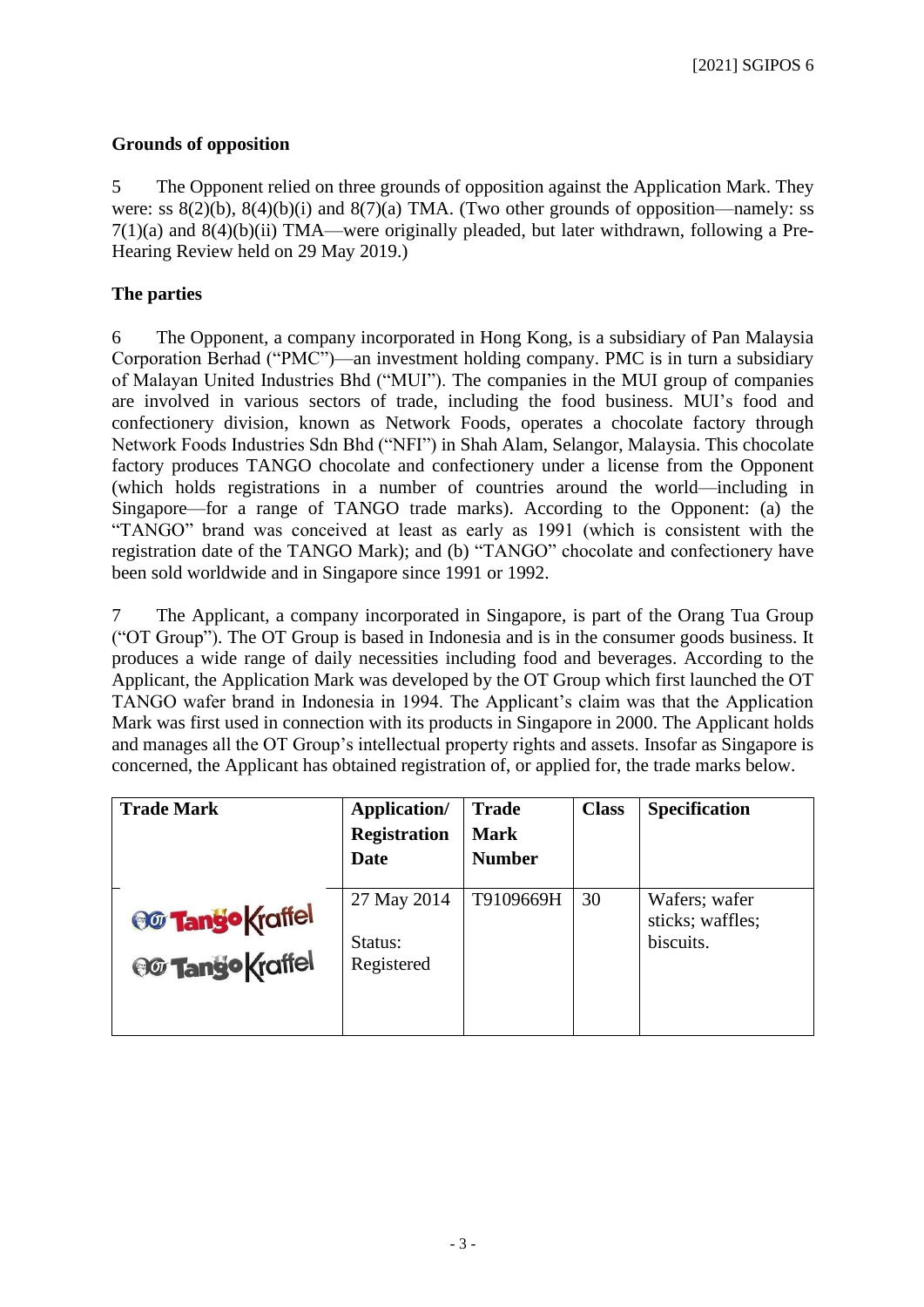**Grounds of opposition**

5 The Opponent relied on three grounds of opposition against the Application Mark. They were: ss 8(2)(b), 8(4)(b)(i) and 8(7)(a) TMA. (Two other grounds of opposition—namely: ss 7(1)(a) and 8(4)(b)(ii) TMA—were originally pleaded, but later withdrawn, following a Pre-Hearing Review held on 29 May 2019.)

**The parties**

6 The Opponent, a company incorporated in Hong Kong, is a subsidiary of Pan Malaysia Corporation Berhad ("PMC")—an investment holding company. PMC is in turn a subsidiary of Malayan United Industries Bhd ("MUI"). The companies in the MUI group of companies are involved in various sectors of trade, including the food business. MUI's food and confectionery division, known as Network Foods, operates a chocolate factory through Network Foods Industries Sdn Bhd ("NFI") in Shah Alam, Selangor, Malaysia. This chocolate factory produces TANGO chocolate and confectionery under a license from the Opponent (which holds registrations in a number of countries around the world—including in Singapore—for a range of TANGO trade marks). According to the Opponent: (a) the "TANGO" brand was conceived at least as early as 1991 (which is consistent with the registration date of the TANGO Mark); and (b) "TANGO" chocolate and confectionery have been sold worldwide and in Singapore since 1991 or 1992.

7 The Applicant, a company incorporated in Singapore, is part of the Orang Tua Group ("OT Group"). The OT Group is based in Indonesia and is in the consumer goods business. It produces a wide range of daily necessities including food and beverages. According to the Applicant, the Application Mark was developed by the OT Group which first launched the OT TANGO wafer brand in Indonesia in 1994. The Applicant's claim was that the Application Mark was first used in connection with its products in Singapore in 2000. The Applicant holds and manages all the OT Group's intellectual property rights and assets. Insofar as Singapore is concerned, the Applicant has obtained registration of, or applied for, the trade marks below.

| Trade Mark | Application/ Registration Date | Trade Mark Number | Class | Specification |
|---|---|---|---|---|
| OT Tango Kraffel<br>OT Tango Kraffel | 27 May 2014<br><br>Status:<br>Registered | T9109669H | 30 | Wafers; wafer sticks; waffles; biscuits. |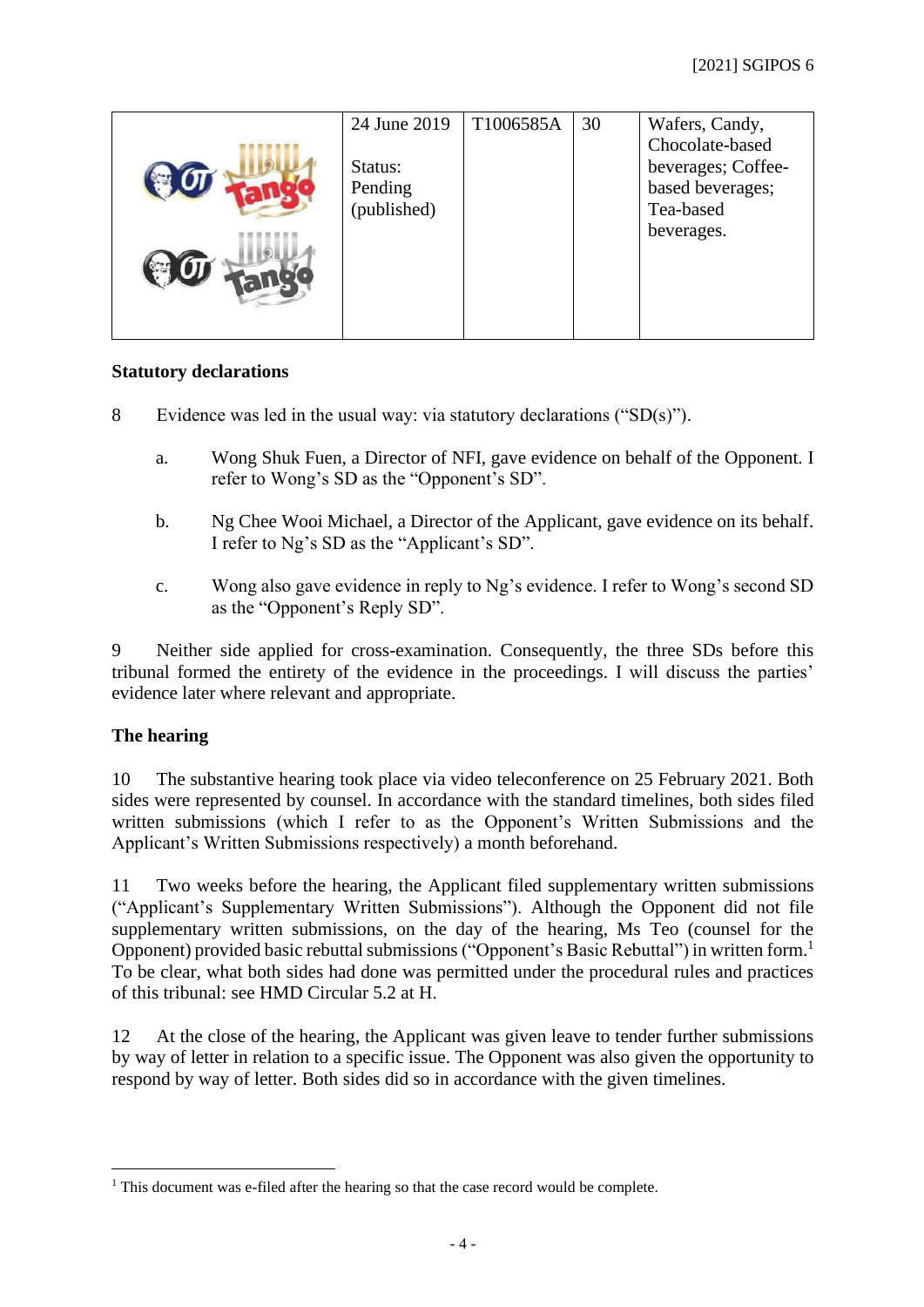|  | 24 June 2019<br><br>Status: Pending (published) | T1006585A | 30 | Wafers, Candy, Chocolate-based beverages; Coffee-based beverages; Tea-based beverages. |
|---|---|---|---|---|

### Statutory declarations

8 Evidence was led in the usual way: via statutory declarations ("SD(s)").

a. Wong Shuk Fuen, a Director of NFI, gave evidence on behalf of the Opponent. I refer to Wong's SD as the "Opponent's SD".

b. Ng Chee Wooi Michael, a Director of the Applicant, gave evidence on its behalf. I refer to Ng's SD as the "Applicant's SD".

c. Wong also gave evidence in reply to Ng's evidence. I refer to Wong's second SD as the "Opponent's Reply SD".

9 Neither side applied for cross-examination. Consequently, the three SDs before this tribunal formed the entirety of the evidence in the proceedings. I will discuss the parties' evidence later where relevant and appropriate.

### The hearing

10 The substantive hearing took place via video teleconference on 25 February 2021. Both sides were represented by counsel. In accordance with the standard timelines, both sides filed written submissions (which I refer to as the Opponent's Written Submissions and the Applicant's Written Submissions respectively) a month beforehand.

11 Two weeks before the hearing, the Applicant filed supplementary written submissions ("Applicant's Supplementary Written Submissions"). Although the Opponent did not file supplementary written submissions, on the day of the hearing, Ms Teo (counsel for the Opponent) provided basic rebuttal submissions ("Opponent's Basic Rebuttal") in written form.[1] To be clear, what both sides had done was permitted under the procedural rules and practices of this tribunal: see HMD Circular 5.2 at H.

12 At the close of the hearing, the Applicant was given leave to tender further submissions by way of letter in relation to a specific issue. The Opponent was also given the opportunity to respond by way of letter. Both sides did so in accordance with the given timelines.

[1] This document was e-filed after the hearing so that the case record would be complete.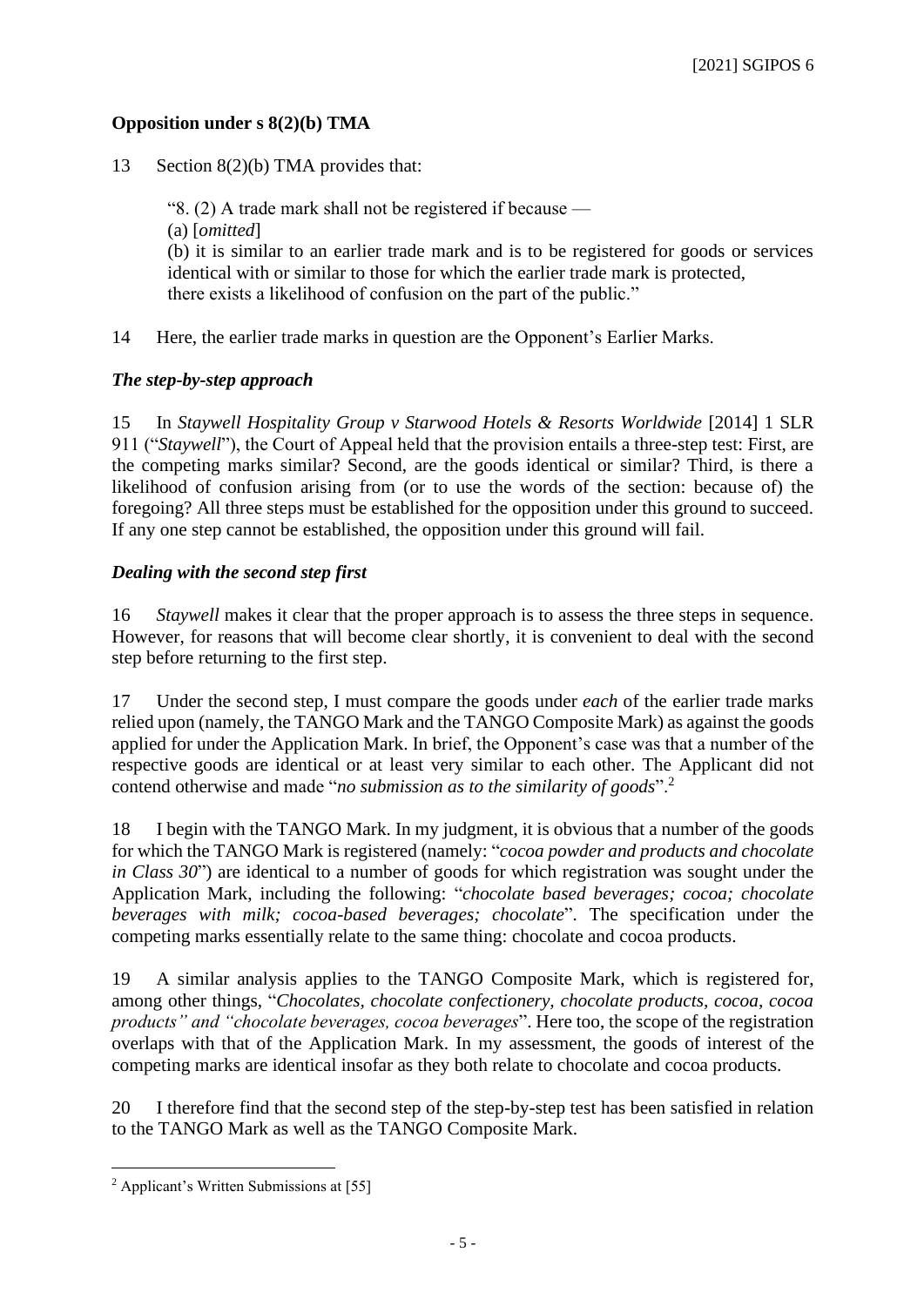**Opposition under s 8(2)(b) TMA**

13 Section 8(2)(b) TMA provides that:

> "8. (2) A trade mark shall not be registered if because —
> (a) [*omitted*]
> (b) it is similar to an earlier trade mark and is to be registered for goods or services identical with or similar to those for which the earlier trade mark is protected,
> there exists a likelihood of confusion on the part of the public."

14 Here, the earlier trade marks in question are the Opponent's Earlier Marks.

***The step-by-step approach***

15 In *Staywell Hospitality Group v Starwood Hotels & Resorts Worldwide* [2014] 1 SLR 911 ("*Staywell*"), the Court of Appeal held that the provision entails a three-step test: First, are the competing marks similar? Second, are the goods identical or similar? Third, is there a likelihood of confusion arising from (or to use the words of the section: because of) the foregoing? All three steps must be established for the opposition under this ground to succeed. If any one step cannot be established, the opposition under this ground will fail.

***Dealing with the second step first***

16 *Staywell* makes it clear that the proper approach is to assess the three steps in sequence. However, for reasons that will become clear shortly, it is convenient to deal with the second step before returning to the first step.

17 Under the second step, I must compare the goods under *each* of the earlier trade marks relied upon (namely, the TANGO Mark and the TANGO Composite Mark) as against the goods applied for under the Application Mark. In brief, the Opponent's case was that a number of the respective goods are identical or at least very similar to each other. The Applicant did not contend otherwise and made "*no submission as to the similarity of goods*".[2]

18 I begin with the TANGO Mark. In my judgment, it is obvious that a number of the goods for which the TANGO Mark is registered (namely: "*cocoa powder and products and chocolate in Class 30*") are identical to a number of goods for which registration was sought under the Application Mark, including the following: "*chocolate based beverages; cocoa; chocolate beverages with milk; cocoa-based beverages; chocolate*". The specification under the competing marks essentially relate to the same thing: chocolate and cocoa products.

19 A similar analysis applies to the TANGO Composite Mark, which is registered for, among other things, "*Chocolates, chocolate confectionery, chocolate products, cocoa, cocoa products" and "chocolate beverages, cocoa beverages*". Here too, the scope of the registration overlaps with that of the Application Mark. In my assessment, the goods of interest of the competing marks are identical insofar as they both relate to chocolate and cocoa products.

20 I therefore find that the second step of the step-by-step test has been satisfied in relation to the TANGO Mark as well as the TANGO Composite Mark.

---

[2] Applicant's Written Submissions at [55]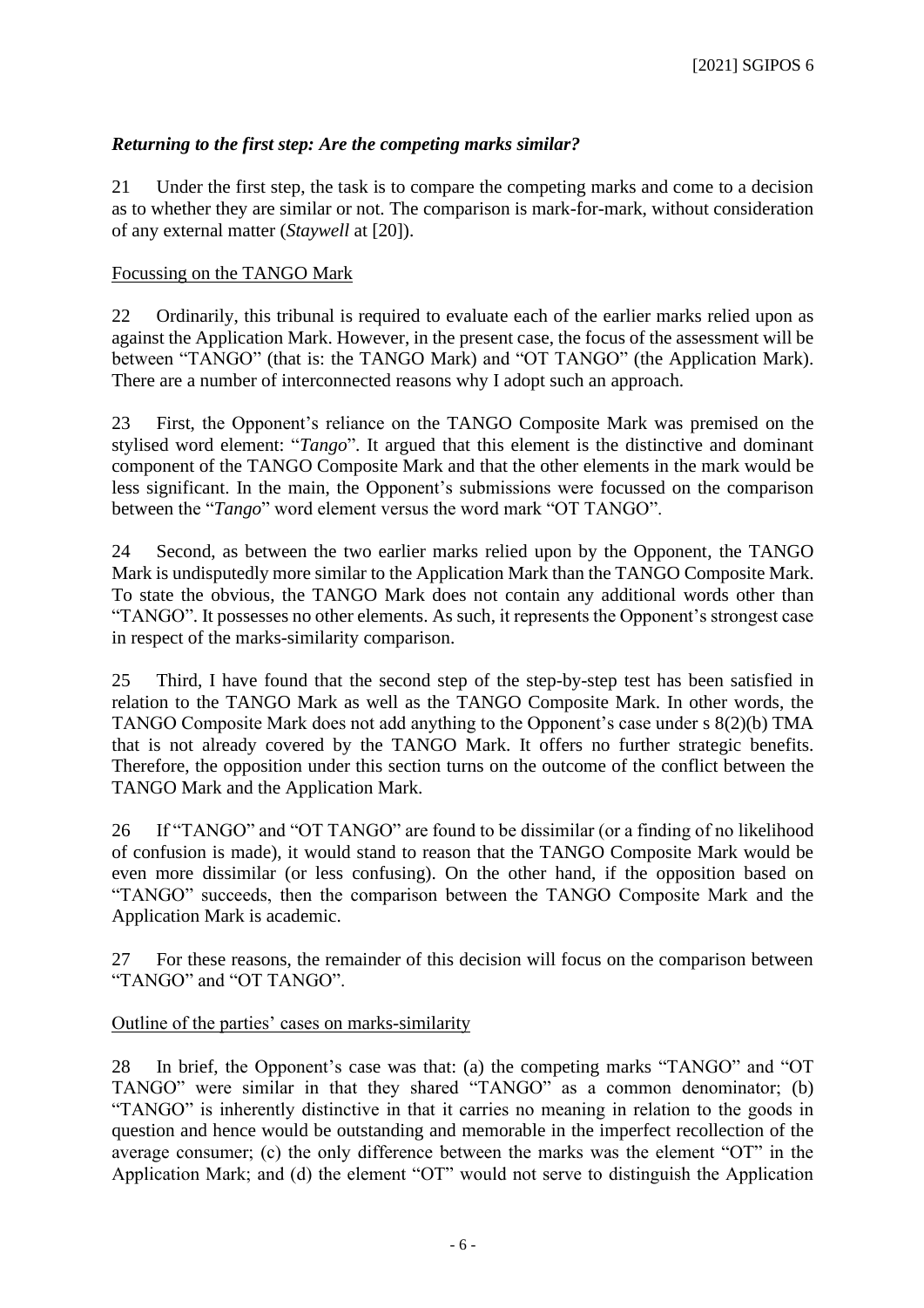### *Returning to the first step: Are the competing marks similar?*

21 Under the first step, the task is to compare the competing marks and come to a decision as to whether they are similar or not. The comparison is mark-for-mark, without consideration of any external matter (*Staywell* at [20]).

<u>Focussing on the TANGO Mark</u>

22 Ordinarily, this tribunal is required to evaluate each of the earlier marks relied upon as against the Application Mark. However, in the present case, the focus of the assessment will be between "TANGO" (that is: the TANGO Mark) and "OT TANGO" (the Application Mark). There are a number of interconnected reasons why I adopt such an approach.

23 First, the Opponent's reliance on the TANGO Composite Mark was premised on the stylised word element: "*Tango*". It argued that this element is the distinctive and dominant component of the TANGO Composite Mark and that the other elements in the mark would be less significant. In the main, the Opponent's submissions were focussed on the comparison between the "*Tango*" word element versus the word mark "OT TANGO".

24 Second, as between the two earlier marks relied upon by the Opponent, the TANGO Mark is undisputedly more similar to the Application Mark than the TANGO Composite Mark. To state the obvious, the TANGO Mark does not contain any additional words other than "TANGO". It possesses no other elements. As such, it represents the Opponent's strongest case in respect of the marks-similarity comparison.

25 Third, I have found that the second step of the step-by-step test has been satisfied in relation to the TANGO Mark as well as the TANGO Composite Mark. In other words, the TANGO Composite Mark does not add anything to the Opponent's case under s 8(2)(b) TMA that is not already covered by the TANGO Mark. It offers no further strategic benefits. Therefore, the opposition under this section turns on the outcome of the conflict between the TANGO Mark and the Application Mark.

26 If "TANGO" and "OT TANGO" are found to be dissimilar (or a finding of no likelihood of confusion is made), it would stand to reason that the TANGO Composite Mark would be even more dissimilar (or less confusing). On the other hand, if the opposition based on "TANGO" succeeds, then the comparison between the TANGO Composite Mark and the Application Mark is academic.

27 For these reasons, the remainder of this decision will focus on the comparison between "TANGO" and "OT TANGO".

<u>Outline of the parties' cases on marks-similarity</u>

28 In brief, the Opponent's case was that: (a) the competing marks "TANGO" and "OT TANGO" were similar in that they shared "TANGO" as a common denominator; (b) "TANGO" is inherently distinctive in that it carries no meaning in relation to the goods in question and hence would be outstanding and memorable in the imperfect recollection of the average consumer; (c) the only difference between the marks was the element "OT" in the Application Mark; and (d) the element "OT" would not serve to distinguish the Application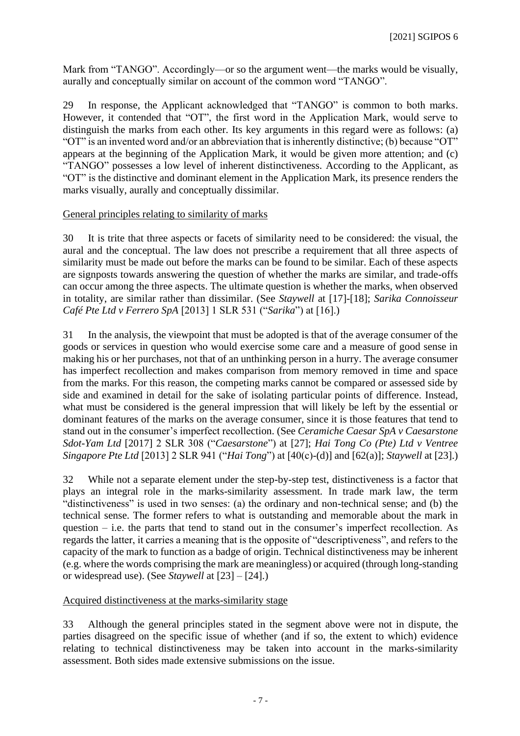Mark from "TANGO". Accordingly—or so the argument went—the marks would be visually, aurally and conceptually similar on account of the common word "TANGO".

29 In response, the Applicant acknowledged that "TANGO" is common to both marks. However, it contended that "OT", the first word in the Application Mark, would serve to distinguish the marks from each other. Its key arguments in this regard were as follows: (a) "OT" is an invented word and/or an abbreviation that is inherently distinctive; (b) because "OT" appears at the beginning of the Application Mark, it would be given more attention; and (c) "TANGO" possesses a low level of inherent distinctiveness. According to the Applicant, as "OT" is the distinctive and dominant element in the Application Mark, its presence renders the marks visually, aurally and conceptually dissimilar.

<u>General principles relating to similarity of marks</u>

30 It is trite that three aspects or facets of similarity need to be considered: the visual, the aural and the conceptual. The law does not prescribe a requirement that all three aspects of similarity must be made out before the marks can be found to be similar. Each of these aspects are signposts towards answering the question of whether the marks are similar, and trade-offs can occur among the three aspects. The ultimate question is whether the marks, when observed in totality, are similar rather than dissimilar. (See *Staywell* at [17]-[18]; *Sarika Connoisseur Café Pte Ltd v Ferrero SpA* [2013] 1 SLR 531 ("*Sarika*") at [16].)

31 In the analysis, the viewpoint that must be adopted is that of the average consumer of the goods or services in question who would exercise some care and a measure of good sense in making his or her purchases, not that of an unthinking person in a hurry. The average consumer has imperfect recollection and makes comparison from memory removed in time and space from the marks. For this reason, the competing marks cannot be compared or assessed side by side and examined in detail for the sake of isolating particular points of difference. Instead, what must be considered is the general impression that will likely be left by the essential or dominant features of the marks on the average consumer, since it is those features that tend to stand out in the consumer's imperfect recollection. (See *Ceramiche Caesar SpA v Caesarstone Sdot-Yam Ltd* [2017] 2 SLR 308 ("*Caesarstone*") at [27]; *Hai Tong Co (Pte) Ltd v Ventree Singapore Pte Ltd* [2013] 2 SLR 941 ("*Hai Tong*") at [40(c)-(d)] and [62(a)]; *Staywell* at [23].)

32 While not a separate element under the step-by-step test, distinctiveness is a factor that plays an integral role in the marks-similarity assessment. In trade mark law, the term "distinctiveness" is used in two senses: (a) the ordinary and non-technical sense; and (b) the technical sense. The former refers to what is outstanding and memorable about the mark in question – i.e. the parts that tend to stand out in the consumer's imperfect recollection. As regards the latter, it carries a meaning that is the opposite of "descriptiveness", and refers to the capacity of the mark to function as a badge of origin. Technical distinctiveness may be inherent (e.g. where the words comprising the mark are meaningless) or acquired (through long-standing or widespread use). (See *Staywell* at [23] – [24].)

<u>Acquired distinctiveness at the marks-similarity stage</u>

33 Although the general principles stated in the segment above were not in dispute, the parties disagreed on the specific issue of whether (and if so, the extent to which) evidence relating to technical distinctiveness may be taken into account in the marks-similarity assessment. Both sides made extensive submissions on the issue.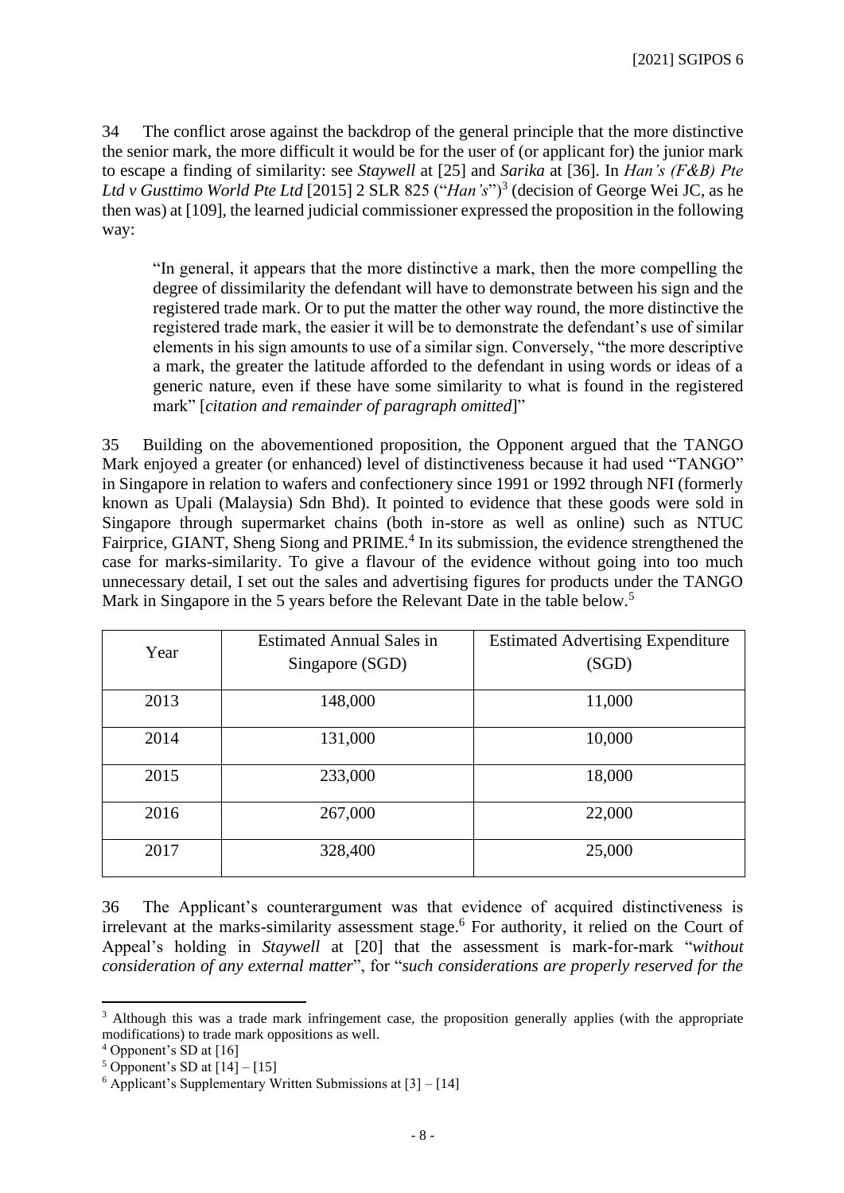34 The conflict arose against the backdrop of the general principle that the more distinctive the senior mark, the more difficult it would be for the user of (or applicant for) the junior mark to escape a finding of similarity: see *Staywell* at [25] and *Sarika* at [36]. In *Han's (F&B) Pte Ltd v Gusttimo World Pte Ltd* [2015] 2 SLR 825 ("*Han's*")[3] (decision of George Wei JC, as he then was) at [109], the learned judicial commissioner expressed the proposition in the following way:

> "In general, it appears that the more distinctive a mark, then the more compelling the degree of dissimilarity the defendant will have to demonstrate between his sign and the registered trade mark. Or to put the matter the other way round, the more distinctive the registered trade mark, the easier it will be to demonstrate the defendant's use of similar elements in his sign amounts to use of a similar sign. Conversely, "the more descriptive a mark, the greater the latitude afforded to the defendant in using words or ideas of a generic nature, even if these have some similarity to what is found in the registered mark" [*citation and remainder of paragraph omitted*]"

35 Building on the abovementioned proposition, the Opponent argued that the TANGO Mark enjoyed a greater (or enhanced) level of distinctiveness because it had used "TANGO" in Singapore in relation to wafers and confectionery since 1991 or 1992 through NFI (formerly known as Upali (Malaysia) Sdn Bhd). It pointed to evidence that these goods were sold in Singapore through supermarket chains (both in-store as well as online) such as NTUC Fairprice, GIANT, Sheng Siong and PRIME.[4] In its submission, the evidence strengthened the case for marks-similarity. To give a flavour of the evidence without going into too much unnecessary detail, I set out the sales and advertising figures for products under the TANGO Mark in Singapore in the 5 years before the Relevant Date in the table below.[5]

| Year | Estimated Annual Sales in Singapore (SGD) | Estimated Advertising Expenditure (SGD) |
|---|---|---|
| 2013 | 148,000 | 11,000 |
| 2014 | 131,000 | 10,000 |
| 2015 | 233,000 | 18,000 |
| 2016 | 267,000 | 22,000 |
| 2017 | 328,400 | 25,000 |

36 The Applicant's counterargument was that evidence of acquired distinctiveness is irrelevant at the marks-similarity assessment stage.[6] For authority, it relied on the Court of Appeal's holding in *Staywell* at [20] that the assessment is mark-for-mark "*without consideration of any external matter*", for "*such considerations are properly reserved for the*

---

[3] Although this was a trade mark infringement case, the proposition generally applies (with the appropriate modifications) to trade mark oppositions as well.

[4] Opponent's SD at [16]

[5] Opponent's SD at [14] – [15]

[6] Applicant's Supplementary Written Submissions at [3] – [14]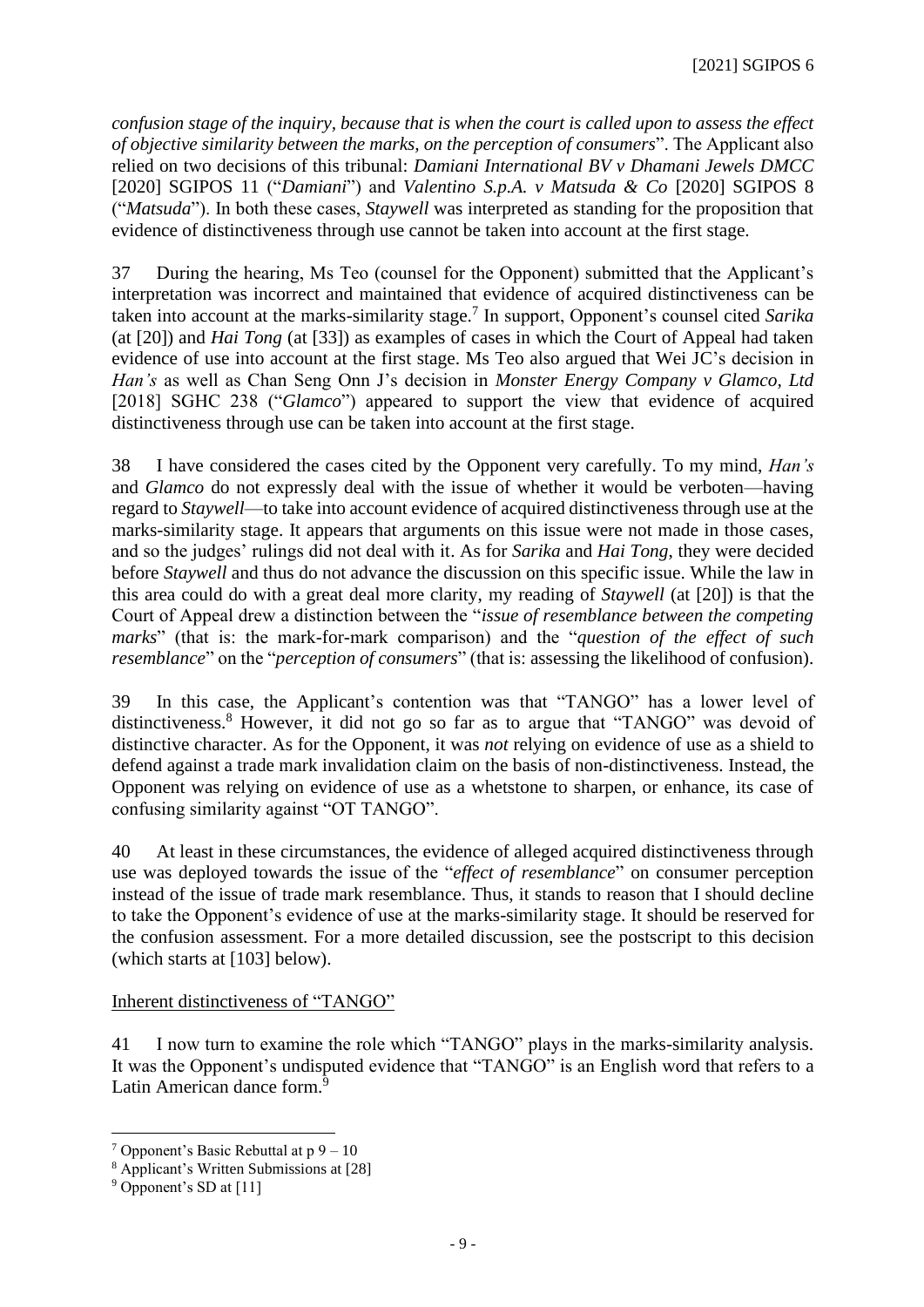*confusion stage of the inquiry, because that is when the court is called upon to assess the effect of objective similarity between the marks, on the perception of consumers*". The Applicant also relied on two decisions of this tribunal: *Damiani International BV v Dhamani Jewels DMCC* [2020] SGIPOS 11 ("*Damiani*") and *Valentino S.p.A. v Matsuda & Co* [2020] SGIPOS 8 ("*Matsuda*"). In both these cases, *Staywell* was interpreted as standing for the proposition that evidence of distinctiveness through use cannot be taken into account at the first stage.

37 During the hearing, Ms Teo (counsel for the Opponent) submitted that the Applicant's interpretation was incorrect and maintained that evidence of acquired distinctiveness can be taken into account at the marks-similarity stage.[7] In support, Opponent's counsel cited *Sarika* (at [20]) and *Hai Tong* (at [33]) as examples of cases in which the Court of Appeal had taken evidence of use into account at the first stage. Ms Teo also argued that Wei JC's decision in *Han's* as well as Chan Seng Onn J's decision in *Monster Energy Company v Glamco, Ltd* [2018] SGHC 238 ("*Glamco*") appeared to support the view that evidence of acquired distinctiveness through use can be taken into account at the first stage.

38 I have considered the cases cited by the Opponent very carefully. To my mind, *Han's* and *Glamco* do not expressly deal with the issue of whether it would be verboten—having regard to *Staywell*—to take into account evidence of acquired distinctiveness through use at the marks-similarity stage. It appears that arguments on this issue were not made in those cases, and so the judges' rulings did not deal with it. As for *Sarika* and *Hai Tong*, they were decided before *Staywell* and thus do not advance the discussion on this specific issue. While the law in this area could do with a great deal more clarity, my reading of *Staywell* (at [20]) is that the Court of Appeal drew a distinction between the "*issue of resemblance between the competing marks*" (that is: the mark-for-mark comparison) and the "*question of the effect of such resemblance*" on the "*perception of consumers*" (that is: assessing the likelihood of confusion).

39 In this case, the Applicant's contention was that "TANGO" has a lower level of distinctiveness.[8] However, it did not go so far as to argue that "TANGO" was devoid of distinctive character. As for the Opponent, it was *not* relying on evidence of use as a shield to defend against a trade mark invalidation claim on the basis of non-distinctiveness. Instead, the Opponent was relying on evidence of use as a whetstone to sharpen, or enhance, its case of confusing similarity against "OT TANGO".

40 At least in these circumstances, the evidence of alleged acquired distinctiveness through use was deployed towards the issue of the "*effect of resemblance*" on consumer perception instead of the issue of trade mark resemblance. Thus, it stands to reason that I should decline to take the Opponent's evidence of use at the marks-similarity stage. It should be reserved for the confusion assessment. For a more detailed discussion, see the postscript to this decision (which starts at [103] below).

<u>Inherent distinctiveness of "TANGO"</u>

41 I now turn to examine the role which "TANGO" plays in the marks-similarity analysis. It was the Opponent's undisputed evidence that "TANGO" is an English word that refers to a Latin American dance form.[9]

---

[7] Opponent's Basic Rebuttal at p 9 – 10

[8] Applicant's Written Submissions at [28]

[9] Opponent's SD at [11]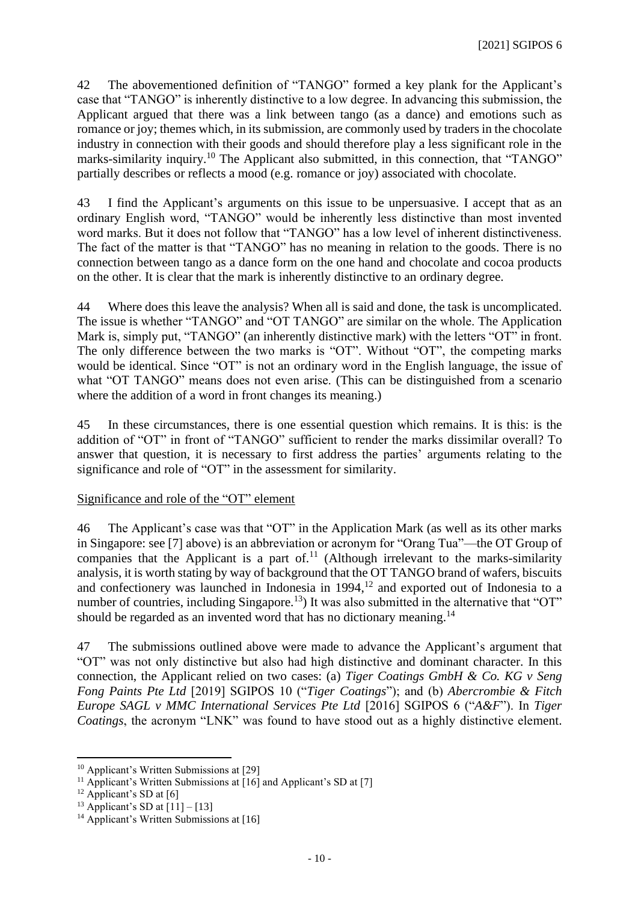42 The abovementioned definition of "TANGO" formed a key plank for the Applicant's case that "TANGO" is inherently distinctive to a low degree. In advancing this submission, the Applicant argued that there was a link between tango (as a dance) and emotions such as romance or joy; themes which, in its submission, are commonly used by traders in the chocolate industry in connection with their goods and should therefore play a less significant role in the marks-similarity inquiry.[10] The Applicant also submitted, in this connection, that "TANGO" partially describes or reflects a mood (e.g. romance or joy) associated with chocolate.

43 I find the Applicant's arguments on this issue to be unpersuasive. I accept that as an ordinary English word, "TANGO" would be inherently less distinctive than most invented word marks. But it does not follow that "TANGO" has a low level of inherent distinctiveness. The fact of the matter is that "TANGO" has no meaning in relation to the goods. There is no connection between tango as a dance form on the one hand and chocolate and cocoa products on the other. It is clear that the mark is inherently distinctive to an ordinary degree.

44 Where does this leave the analysis? When all is said and done, the task is uncomplicated. The issue is whether "TANGO" and "OT TANGO" are similar on the whole. The Application Mark is, simply put, "TANGO" (an inherently distinctive mark) with the letters "OT" in front. The only difference between the two marks is "OT". Without "OT", the competing marks would be identical. Since "OT" is not an ordinary word in the English language, the issue of what "OT TANGO" means does not even arise. (This can be distinguished from a scenario where the addition of a word in front changes its meaning.)

45 In these circumstances, there is one essential question which remains. It is this: is the addition of "OT" in front of "TANGO" sufficient to render the marks dissimilar overall? To answer that question, it is necessary to first address the parties' arguments relating to the significance and role of "OT" in the assessment for similarity.

Significance and role of the "OT" element

46 The Applicant's case was that "OT" in the Application Mark (as well as its other marks in Singapore: see [7] above) is an abbreviation or acronym for "Orang Tua"—the OT Group of companies that the Applicant is a part of.[11] (Although irrelevant to the marks-similarity analysis, it is worth stating by way of background that the OT TANGO brand of wafers, biscuits and confectionery was launched in Indonesia in 1994,[12] and exported out of Indonesia to a number of countries, including Singapore.[13]) It was also submitted in the alternative that "OT" should be regarded as an invented word that has no dictionary meaning.[14]

47 The submissions outlined above were made to advance the Applicant's argument that "OT" was not only distinctive but also had high distinctive and dominant character. In this connection, the Applicant relied on two cases: (a) *Tiger Coatings GmbH & Co. KG v Seng Fong Paints Pte Ltd* [2019] SGIPOS 10 ("*Tiger Coatings*"); and (b) *Abercrombie & Fitch Europe SAGL v MMC International Services Pte Ltd* [2016] SGIPOS 6 ("*A&F*"). In *Tiger Coatings*, the acronym "LNK" was found to have stood out as a highly distinctive element.

---

[10] Applicant's Written Submissions at [29]

[11] Applicant's Written Submissions at [16] and Applicant's SD at [7]

[12] Applicant's SD at [6]

[13] Applicant's SD at [11] – [13]

[14] Applicant's Written Submissions at [16]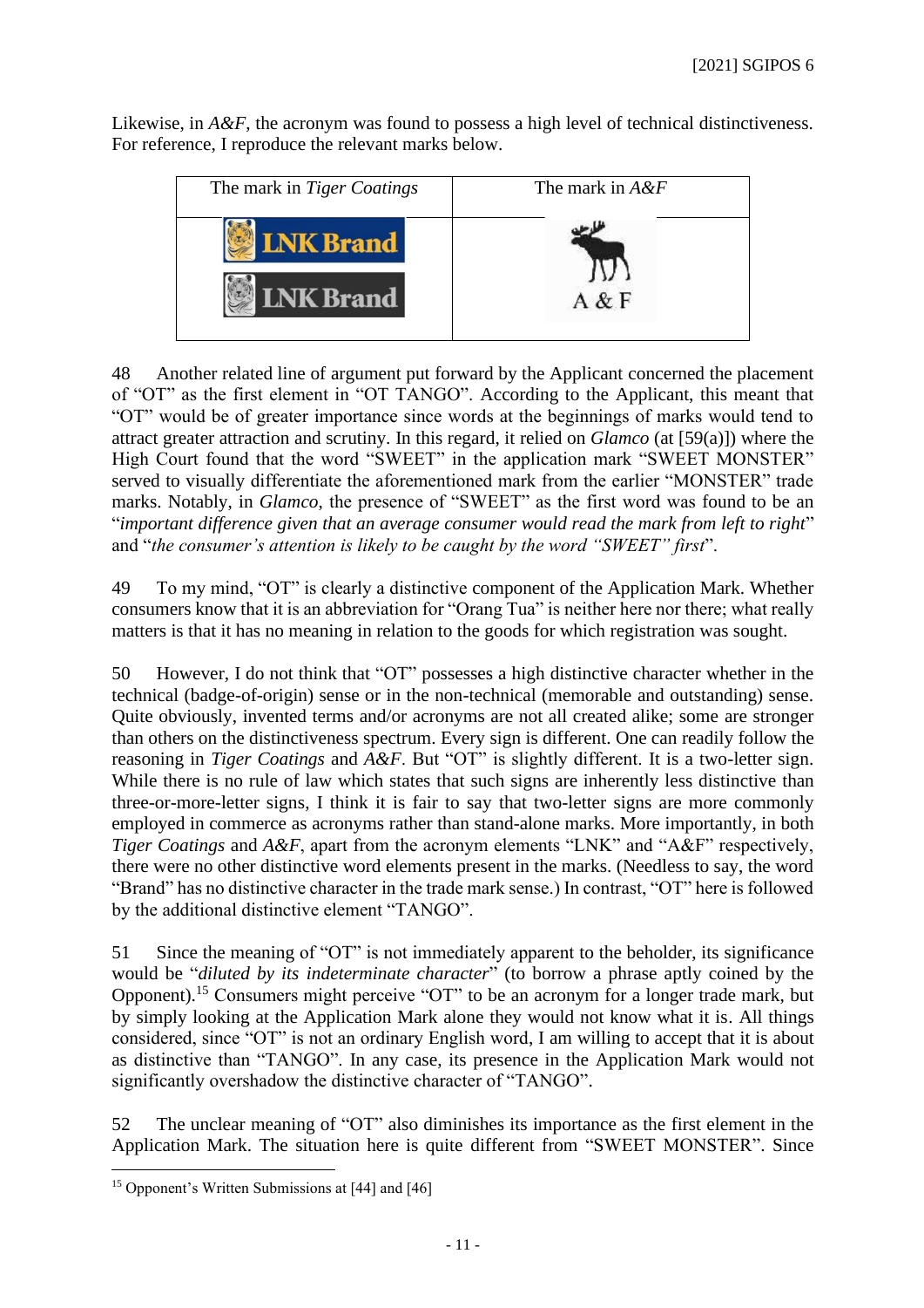Likewise, in *A&F*, the acronym was found to possess a high level of technical distinctiveness. For reference, I reproduce the relevant marks below.

| The mark in *Tiger Coatings* | The mark in *A&F* |
|---|---|
| LNK Brand<br>LNK Brand | A & F |

48 Another related line of argument put forward by the Applicant concerned the placement of "OT" as the first element in "OT TANGO". According to the Applicant, this meant that "OT" would be of greater importance since words at the beginnings of marks would tend to attract greater attraction and scrutiny. In this regard, it relied on *Glamco* (at [59(a)]) where the High Court found that the word "SWEET" in the application mark "SWEET MONSTER" served to visually differentiate the aforementioned mark from the earlier "MONSTER" trade marks. Notably, in *Glamco*, the presence of "SWEET" as the first word was found to be an "*important difference given that an average consumer would read the mark from left to right*" and "*the consumer's attention is likely to be caught by the word "SWEET" first*".

49 To my mind, "OT" is clearly a distinctive component of the Application Mark. Whether consumers know that it is an abbreviation for "Orang Tua" is neither here nor there; what really matters is that it has no meaning in relation to the goods for which registration was sought.

50 However, I do not think that "OT" possesses a high distinctive character whether in the technical (badge-of-origin) sense or in the non-technical (memorable and outstanding) sense. Quite obviously, invented terms and/or acronyms are not all created alike; some are stronger than others on the distinctiveness spectrum. Every sign is different. One can readily follow the reasoning in *Tiger Coatings* and *A&F*. But "OT" is slightly different. It is a two-letter sign. While there is no rule of law which states that such signs are inherently less distinctive than three-or-more-letter signs, I think it is fair to say that two-letter signs are more commonly employed in commerce as acronyms rather than stand-alone marks. More importantly, in both *Tiger Coatings* and *A&F*, apart from the acronym elements "LNK" and "A&F" respectively, there were no other distinctive word elements present in the marks. (Needless to say, the word "Brand" has no distinctive character in the trade mark sense.) In contrast, "OT" here is followed by the additional distinctive element "TANGO".

51 Since the meaning of "OT" is not immediately apparent to the beholder, its significance would be "*diluted by its indeterminate character*" (to borrow a phrase aptly coined by the Opponent).[15] Consumers might perceive "OT" to be an acronym for a longer trade mark, but by simply looking at the Application Mark alone they would not know what it is. All things considered, since "OT" is not an ordinary English word, I am willing to accept that it is about as distinctive than "TANGO". In any case, its presence in the Application Mark would not significantly overshadow the distinctive character of "TANGO".

52 The unclear meaning of "OT" also diminishes its importance as the first element in the Application Mark. The situation here is quite different from "SWEET MONSTER". Since

[15] Opponent's Written Submissions at [44] and [46]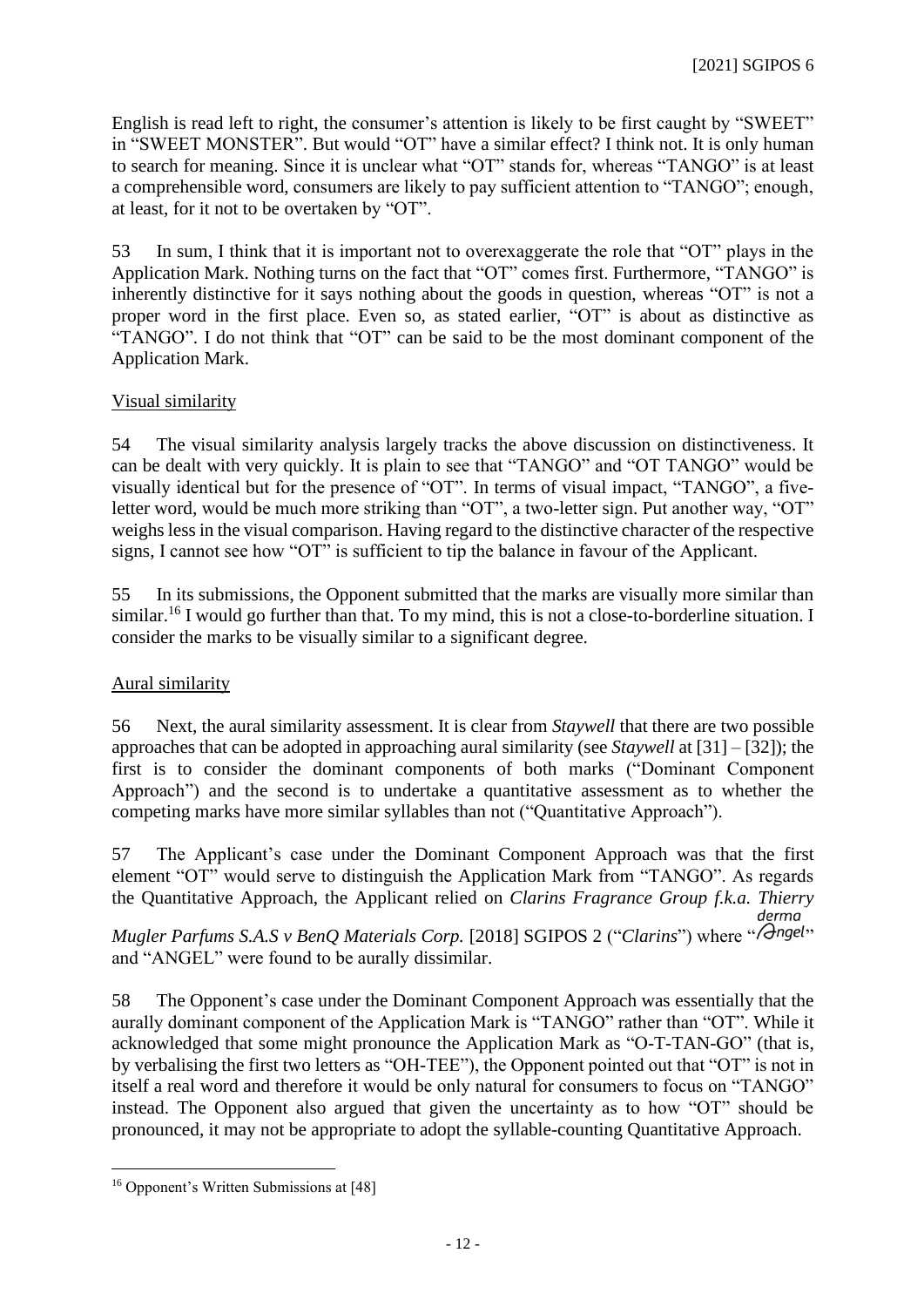English is read left to right, the consumer's attention is likely to be first caught by "SWEET" in "SWEET MONSTER". But would "OT" have a similar effect? I think not. It is only human to search for meaning. Since it is unclear what "OT" stands for, whereas "TANGO" is at least a comprehensible word, consumers are likely to pay sufficient attention to "TANGO"; enough, at least, for it not to be overtaken by "OT".

53 In sum, I think that it is important not to overexaggerate the role that "OT" plays in the Application Mark. Nothing turns on the fact that "OT" comes first. Furthermore, "TANGO" is inherently distinctive for it says nothing about the goods in question, whereas "OT" is not a proper word in the first place. Even so, as stated earlier, "OT" is about as distinctive as "TANGO". I do not think that "OT" can be said to be the most dominant component of the Application Mark.

Visual similarity

54 The visual similarity analysis largely tracks the above discussion on distinctiveness. It can be dealt with very quickly. It is plain to see that "TANGO" and "OT TANGO" would be visually identical but for the presence of "OT". In terms of visual impact, "TANGO", a five-letter word, would be much more striking than "OT", a two-letter sign. Put another way, "OT" weighs less in the visual comparison. Having regard to the distinctive character of the respective signs, I cannot see how "OT" is sufficient to tip the balance in favour of the Applicant.

55 In its submissions, the Opponent submitted that the marks are visually more similar than similar.[16] I would go further than that. To my mind, this is not a close-to-borderline situation. I consider the marks to be visually similar to a significant degree.

Aural similarity

56 Next, the aural similarity assessment. It is clear from *Staywell* that there are two possible approaches that can be adopted in approaching aural similarity (see *Staywell* at [31] – [32]); the first is to consider the dominant components of both marks ("Dominant Component Approach") and the second is to undertake a quantitative assessment as to whether the competing marks have more similar syllables than not ("Quantitative Approach").

57 The Applicant's case under the Dominant Component Approach was that the first element "OT" would serve to distinguish the Application Mark from "TANGO". As regards the Quantitative Approach, the Applicant relied on *Clarins Fragrance Group f.k.a. Thierry Mugler Parfums S.A.S v BenQ Materials Corp.* [2018] SGIPOS 2 ("*Clarins*") where "derma Angel" and "ANGEL" were found to be aurally dissimilar.

58 The Opponent's case under the Dominant Component Approach was essentially that the aurally dominant component of the Application Mark is "TANGO" rather than "OT". While it acknowledged that some might pronounce the Application Mark as "O-T-TAN-GO" (that is, by verbalising the first two letters as "OH-TEE"), the Opponent pointed out that "OT" is not in itself a real word and therefore it would be only natural for consumers to focus on "TANGO" instead. The Opponent also argued that given the uncertainty as to how "OT" should be pronounced, it may not be appropriate to adopt the syllable-counting Quantitative Approach.

[16] Opponent's Written Submissions at [48]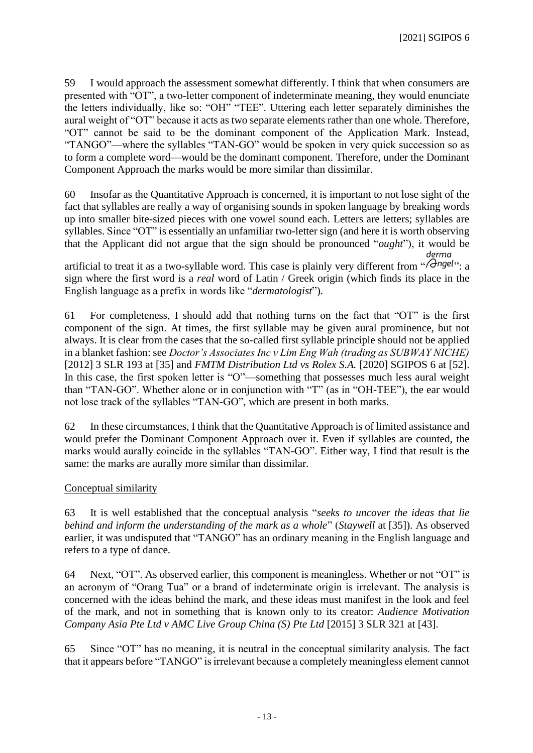59 I would approach the assessment somewhat differently. I think that when consumers are presented with "OT", a two-letter component of indeterminate meaning, they would enunciate the letters individually, like so: "OH" "TEE". Uttering each letter separately diminishes the aural weight of "OT" because it acts as two separate elements rather than one whole. Therefore, "OT" cannot be said to be the dominant component of the Application Mark. Instead, "TANGO"—where the syllables "TAN-GO" would be spoken in very quick succession so as to form a complete word—would be the dominant component. Therefore, under the Dominant Component Approach the marks would be more similar than dissimilar.

60 Insofar as the Quantitative Approach is concerned, it is important to not lose sight of the fact that syllables are really a way of organising sounds in spoken language by breaking words up into smaller bite-sized pieces with one vowel sound each. Letters are letters; syllables are syllables. Since "OT" is essentially an unfamiliar two-letter sign (and here it is worth observing that the Applicant did not argue that the sign should be pronounced "*ought*"), it would be artificial to treat it as a two-syllable word. This case is plainly very different from "derma Angel": a sign where the first word is a *real* word of Latin / Greek origin (which finds its place in the English language as a prefix in words like "*dermatologist*").

61 For completeness, I should add that nothing turns on the fact that "OT" is the first component of the sign. At times, the first syllable may be given aural prominence, but not always. It is clear from the cases that the so-called first syllable principle should not be applied in a blanket fashion: see *Doctor's Associates Inc v Lim Eng Wah (trading as SUBWAY NICHE)* [2012] 3 SLR 193 at [35] and *FMTM Distribution Ltd vs Rolex S.A.* [2020] SGIPOS 6 at [52]. In this case, the first spoken letter is "O"—something that possesses much less aural weight than "TAN-GO". Whether alone or in conjunction with "T" (as in "OH-TEE"), the ear would not lose track of the syllables "TAN-GO", which are present in both marks.

62 In these circumstances, I think that the Quantitative Approach is of limited assistance and would prefer the Dominant Component Approach over it. Even if syllables are counted, the marks would aurally coincide in the syllables "TAN-GO". Either way, I find that result is the same: the marks are aurally more similar than dissimilar.

<u>Conceptual similarity</u>

63 It is well established that the conceptual analysis "*seeks to uncover the ideas that lie behind and inform the understanding of the mark as a whole*" (*Staywell* at [35]). As observed earlier, it was undisputed that "TANGO" has an ordinary meaning in the English language and refers to a type of dance.

64 Next, "OT". As observed earlier, this component is meaningless. Whether or not "OT" is an acronym of "Orang Tua" or a brand of indeterminate origin is irrelevant. The analysis is concerned with the ideas behind the mark, and these ideas must manifest in the look and feel of the mark, and not in something that is known only to its creator: *Audience Motivation Company Asia Pte Ltd v AMC Live Group China (S) Pte Ltd* [2015] 3 SLR 321 at [43].

65 Since "OT" has no meaning, it is neutral in the conceptual similarity analysis. The fact that it appears before "TANGO" is irrelevant because a completely meaningless element cannot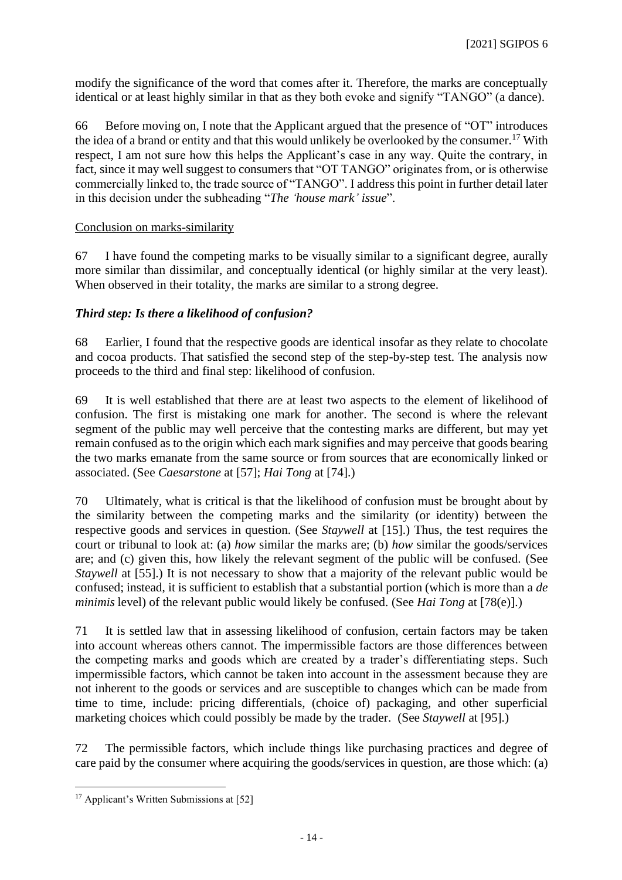modify the significance of the word that comes after it. Therefore, the marks are conceptually identical or at least highly similar in that as they both evoke and signify "TANGO" (a dance).

66 Before moving on, I note that the Applicant argued that the presence of "OT" introduces the idea of a brand or entity and that this would unlikely be overlooked by the consumer.[17] With respect, I am not sure how this helps the Applicant's case in any way. Quite the contrary, in fact, since it may well suggest to consumers that "OT TANGO" originates from, or is otherwise commercially linked to, the trade source of "TANGO". I address this point in further detail later in this decision under the subheading "*The 'house mark' issue*".

<u>Conclusion on marks-similarity</u>

67 I have found the competing marks to be visually similar to a significant degree, aurally more similar than dissimilar, and conceptually identical (or highly similar at the very least). When observed in their totality, the marks are similar to a strong degree.

### *Third step: Is there a likelihood of confusion?*

68 Earlier, I found that the respective goods are identical insofar as they relate to chocolate and cocoa products. That satisfied the second step of the step-by-step test. The analysis now proceeds to the third and final step: likelihood of confusion.

69 It is well established that there are at least two aspects to the element of likelihood of confusion. The first is mistaking one mark for another. The second is where the relevant segment of the public may well perceive that the contesting marks are different, but may yet remain confused as to the origin which each mark signifies and may perceive that goods bearing the two marks emanate from the same source or from sources that are economically linked or associated. (See *Caesarstone* at [57]; *Hai Tong* at [74].)

70 Ultimately, what is critical is that the likelihood of confusion must be brought about by the similarity between the competing marks and the similarity (or identity) between the respective goods and services in question. (See *Staywell* at [15].) Thus, the test requires the court or tribunal to look at: (a) *how* similar the marks are; (b) *how* similar the goods/services are; and (c) given this, how likely the relevant segment of the public will be confused. (See *Staywell* at [55].) It is not necessary to show that a majority of the relevant public would be confused; instead, it is sufficient to establish that a substantial portion (which is more than a *de minimis* level) of the relevant public would likely be confused. (See *Hai Tong* at [78(e)].)

71 It is settled law that in assessing likelihood of confusion, certain factors may be taken into account whereas others cannot. The impermissible factors are those differences between the competing marks and goods which are created by a trader's differentiating steps. Such impermissible factors, which cannot be taken into account in the assessment because they are not inherent to the goods or services and are susceptible to changes which can be made from time to time, include: pricing differentials, (choice of) packaging, and other superficial marketing choices which could possibly be made by the trader. (See *Staywell* at [95].)

72 The permissible factors, which include things like purchasing practices and degree of care paid by the consumer where acquiring the goods/services in question, are those which: (a)

---

[17] Applicant's Written Submissions at [52]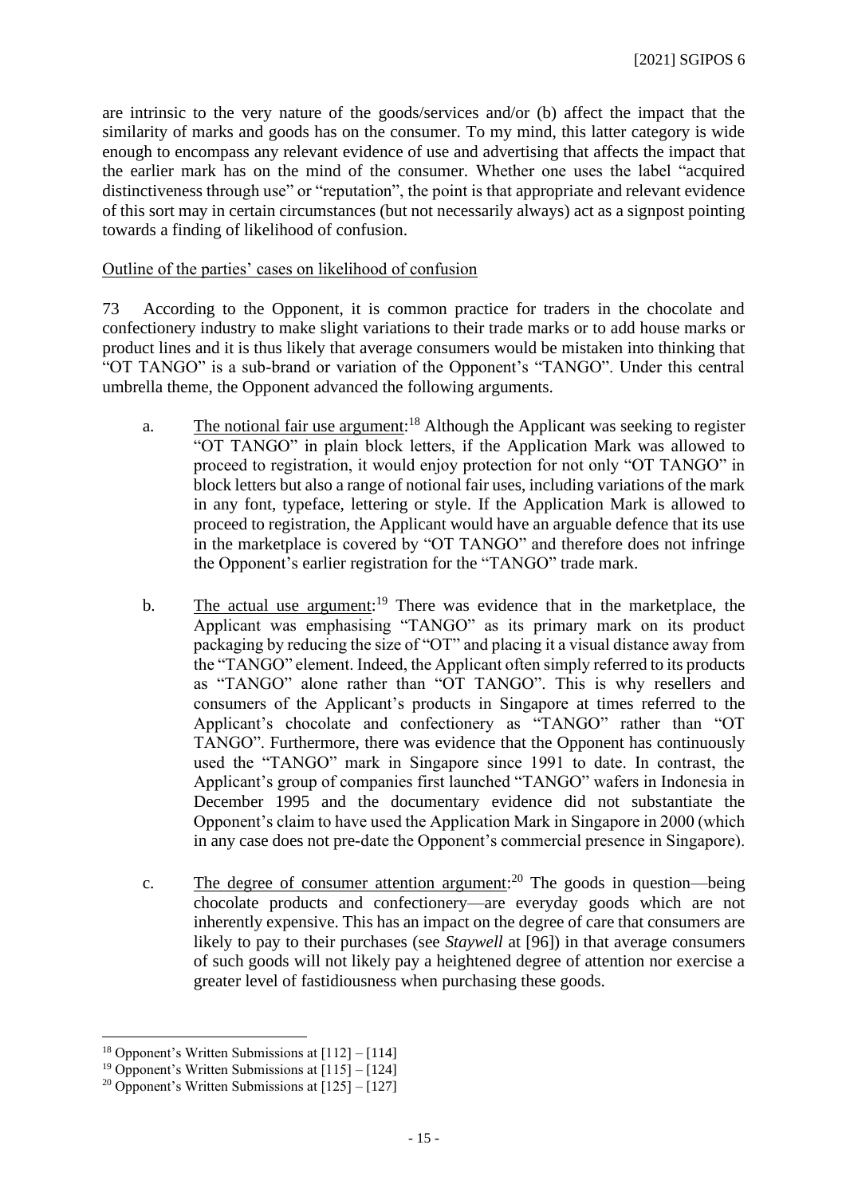are intrinsic to the very nature of the goods/services and/or (b) affect the impact that the similarity of marks and goods has on the consumer. To my mind, this latter category is wide enough to encompass any relevant evidence of use and advertising that affects the impact that the earlier mark has on the mind of the consumer. Whether one uses the label "acquired distinctiveness through use" or "reputation", the point is that appropriate and relevant evidence of this sort may in certain circumstances (but not necessarily always) act as a signpost pointing towards a finding of likelihood of confusion.

Outline of the parties' cases on likelihood of confusion

73 According to the Opponent, it is common practice for traders in the chocolate and confectionery industry to make slight variations to their trade marks or to add house marks or product lines and it is thus likely that average consumers would be mistaken into thinking that "OT TANGO" is a sub-brand or variation of the Opponent's "TANGO". Under this central umbrella theme, the Opponent advanced the following arguments.

a. The notional fair use argument:[18] Although the Applicant was seeking to register "OT TANGO" in plain block letters, if the Application Mark was allowed to proceed to registration, it would enjoy protection for not only "OT TANGO" in block letters but also a range of notional fair uses, including variations of the mark in any font, typeface, lettering or style. If the Application Mark is allowed to proceed to registration, the Applicant would have an arguable defence that its use in the marketplace is covered by "OT TANGO" and therefore does not infringe the Opponent's earlier registration for the "TANGO" trade mark.

b. The actual use argument:[19] There was evidence that in the marketplace, the Applicant was emphasising "TANGO" as its primary mark on its product packaging by reducing the size of "OT" and placing it a visual distance away from the "TANGO" element. Indeed, the Applicant often simply referred to its products as "TANGO" alone rather than "OT TANGO". This is why resellers and consumers of the Applicant's products in Singapore at times referred to the Applicant's chocolate and confectionery as "TANGO" rather than "OT TANGO". Furthermore, there was evidence that the Opponent has continuously used the "TANGO" mark in Singapore since 1991 to date. In contrast, the Applicant's group of companies first launched "TANGO" wafers in Indonesia in December 1995 and the documentary evidence did not substantiate the Opponent's claim to have used the Application Mark in Singapore in 2000 (which in any case does not pre-date the Opponent's commercial presence in Singapore).

c. The degree of consumer attention argument:[20] The goods in question—being chocolate products and confectionery—are everyday goods which are not inherently expensive. This has an impact on the degree of care that consumers are likely to pay to their purchases (see *Staywell* at [96]) in that average consumers of such goods will not likely pay a heightened degree of attention nor exercise a greater level of fastidiousness when purchasing these goods.

---

[18] Opponent's Written Submissions at [112] – [114]

[19] Opponent's Written Submissions at [115] – [124]

[20] Opponent's Written Submissions at [125] – [127]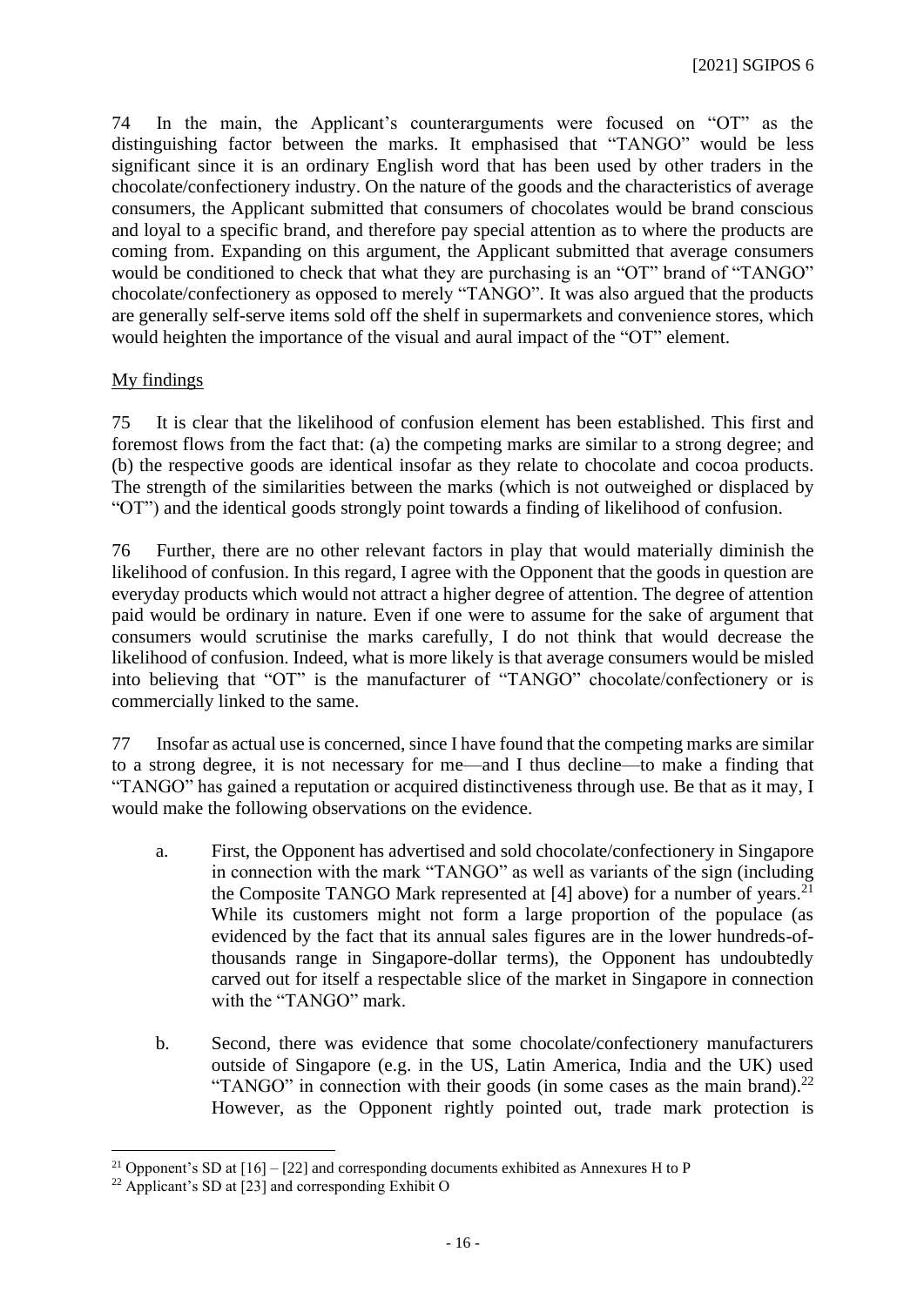74 In the main, the Applicant's counterarguments were focused on "OT" as the distinguishing factor between the marks. It emphasised that "TANGO" would be less significant since it is an ordinary English word that has been used by other traders in the chocolate/confectionery industry. On the nature of the goods and the characteristics of average consumers, the Applicant submitted that consumers of chocolates would be brand conscious and loyal to a specific brand, and therefore pay special attention as to where the products are coming from. Expanding on this argument, the Applicant submitted that average consumers would be conditioned to check that what they are purchasing is an "OT" brand of "TANGO" chocolate/confectionery as opposed to merely "TANGO". It was also argued that the products are generally self-serve items sold off the shelf in supermarkets and convenience stores, which would heighten the importance of the visual and aural impact of the "OT" element.

<u>My findings</u>

75 It is clear that the likelihood of confusion element has been established. This first and foremost flows from the fact that: (a) the competing marks are similar to a strong degree; and (b) the respective goods are identical insofar as they relate to chocolate and cocoa products. The strength of the similarities between the marks (which is not outweighed or displaced by "OT") and the identical goods strongly point towards a finding of likelihood of confusion.

76 Further, there are no other relevant factors in play that would materially diminish the likelihood of confusion. In this regard, I agree with the Opponent that the goods in question are everyday products which would not attract a higher degree of attention. The degree of attention paid would be ordinary in nature. Even if one were to assume for the sake of argument that consumers would scrutinise the marks carefully, I do not think that would decrease the likelihood of confusion. Indeed, what is more likely is that average consumers would be misled into believing that "OT" is the manufacturer of "TANGO" chocolate/confectionery or is commercially linked to the same.

77 Insofar as actual use is concerned, since I have found that the competing marks are similar to a strong degree, it is not necessary for me—and I thus decline—to make a finding that "TANGO" has gained a reputation or acquired distinctiveness through use. Be that as it may, I would make the following observations on the evidence.

a. First, the Opponent has advertised and sold chocolate/confectionery in Singapore in connection with the mark "TANGO" as well as variants of the sign (including the Composite TANGO Mark represented at [4] above) for a number of years.[21] While its customers might not form a large proportion of the populace (as evidenced by the fact that its annual sales figures are in the lower hundreds-of-thousands range in Singapore-dollar terms), the Opponent has undoubtedly carved out for itself a respectable slice of the market in Singapore in connection with the "TANGO" mark.

b. Second, there was evidence that some chocolate/confectionery manufacturers outside of Singapore (e.g. in the US, Latin America, India and the UK) used "TANGO" in connection with their goods (in some cases as the main brand).[22] However, as the Opponent rightly pointed out, trade mark protection is

[21] Opponent's SD at [16] – [22] and corresponding documents exhibited as Annexures H to P

[22] Applicant's SD at [23] and corresponding Exhibit O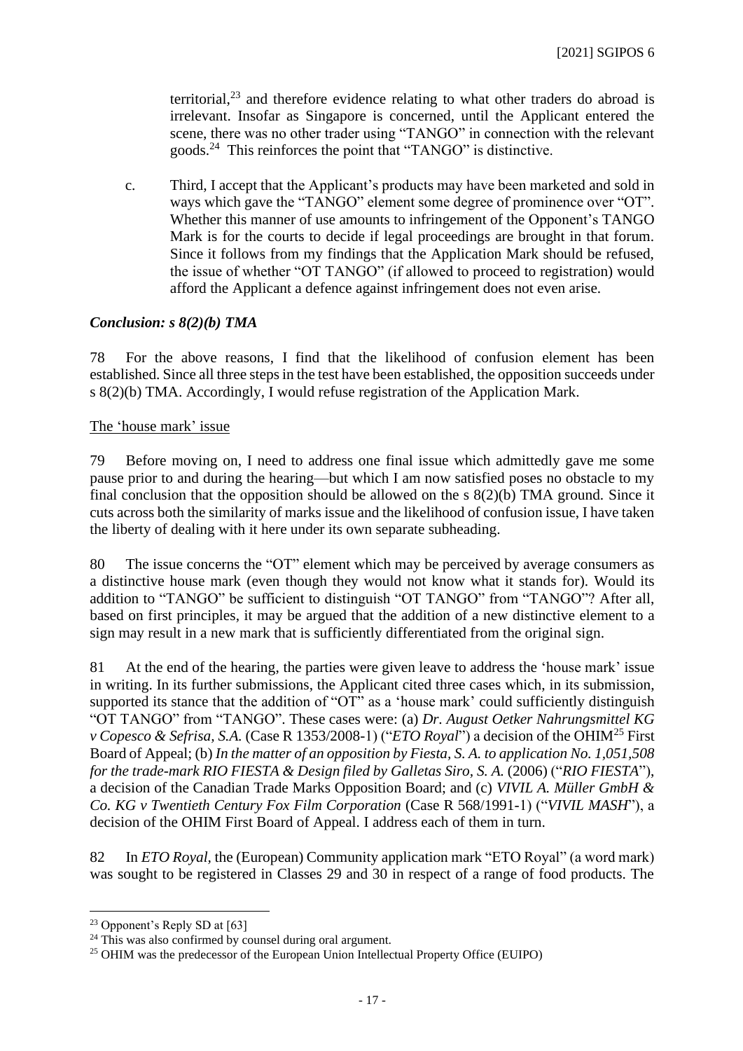territorial,[23] and therefore evidence relating to what other traders do abroad is irrelevant. Insofar as Singapore is concerned, until the Applicant entered the scene, there was no other trader using "TANGO" in connection with the relevant goods.[24] This reinforces the point that "TANGO" is distinctive.

c. Third, I accept that the Applicant's products may have been marketed and sold in ways which gave the "TANGO" element some degree of prominence over "OT". Whether this manner of use amounts to infringement of the Opponent's TANGO Mark is for the courts to decide if legal proceedings are brought in that forum. Since it follows from my findings that the Application Mark should be refused, the issue of whether "OT TANGO" (if allowed to proceed to registration) would afford the Applicant a defence against infringement does not even arise.

### *Conclusion: s 8(2)(b) TMA*

78 For the above reasons, I find that the likelihood of confusion element has been established. Since all three steps in the test have been established, the opposition succeeds under s 8(2)(b) TMA. Accordingly, I would refuse registration of the Application Mark.

#### The 'house mark' issue

79 Before moving on, I need to address one final issue which admittedly gave me some pause prior to and during the hearing—but which I am now satisfied poses no obstacle to my final conclusion that the opposition should be allowed on the s 8(2)(b) TMA ground. Since it cuts across both the similarity of marks issue and the likelihood of confusion issue, I have taken the liberty of dealing with it here under its own separate subheading.

80 The issue concerns the "OT" element which may be perceived by average consumers as a distinctive house mark (even though they would not know what it stands for). Would its addition to "TANGO" be sufficient to distinguish "OT TANGO" from "TANGO"? After all, based on first principles, it may be argued that the addition of a new distinctive element to a sign may result in a new mark that is sufficiently differentiated from the original sign.

81 At the end of the hearing, the parties were given leave to address the 'house mark' issue in writing. In its further submissions, the Applicant cited three cases which, in its submission, supported its stance that the addition of "OT" as a 'house mark' could sufficiently distinguish "OT TANGO" from "TANGO". These cases were: (a) *Dr. August Oetker Nahrungsmittel KG v Copesco & Sefrisa, S.A.* (Case R 1353/2008-1) ("*ETO Royal*") a decision of the OHIM[25] First Board of Appeal; (b) *In the matter of an opposition by Fiesta, S. A. to application No. 1,051,508 for the trade-mark RIO FIESTA & Design filed by Galletas Siro, S. A.* (2006) ("*RIO FIESTA*"), a decision of the Canadian Trade Marks Opposition Board; and (c) *VIVIL A. Müller GmbH & Co. KG v Twentieth Century Fox Film Corporation* (Case R 568/1991-1) ("*VIVIL MASH*"), a decision of the OHIM First Board of Appeal. I address each of them in turn.

82 In *ETO Royal*, the (European) Community application mark "ETO Royal" (a word mark) was sought to be registered in Classes 29 and 30 in respect of a range of food products. The

---

[23] Opponent's Reply SD at [63]

[24] This was also confirmed by counsel during oral argument.

[25] OHIM was the predecessor of the European Union Intellectual Property Office (EUIPO)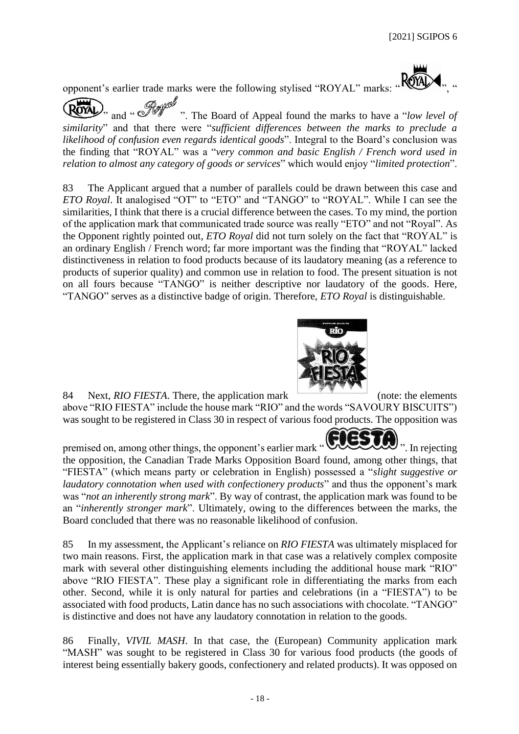opponent's earlier trade marks were the following stylised "ROYAL" marks: "", "" and "". The Board of Appeal found the marks to have a "*low level of similarity*" and that there were "*sufficient differences between the marks to preclude a likelihood of confusion even regards identical goods*". Integral to the Board's conclusion was the finding that "ROYAL" was a "*very common and basic English / French word used in relation to almost any category of goods or services*" which would enjoy "*limited protection*".

83 The Applicant argued that a number of parallels could be drawn between this case and *ETO Royal*. It analogised "OT" to "ETO" and "TANGO" to "ROYAL". While I can see the similarities, I think that there is a crucial difference between the cases. To my mind, the portion of the application mark that communicated trade source was really "ETO" and not "Royal". As the Opponent rightly pointed out, *ETO Royal* did not turn solely on the fact that "ROYAL" is an ordinary English / French word; far more important was the finding that "ROYAL" lacked distinctiveness in relation to food products because of its laudatory meaning (as a reference to products of superior quality) and common use in relation to food. The present situation is not on all fours because "TANGO" is neither descriptive nor laudatory of the goods. Here, "TANGO" serves as a distinctive badge of origin. Therefore, *ETO Royal* is distinguishable.

84 Next, *RIO FIESTA*. There, the application mark (note: the elements above "RIO FIESTA" include the house mark "RIO" and the words "SAVOURY BISCUITS") was sought to be registered in Class 30 in respect of various food products. The opposition was premised on, among other things, the opponent's earlier mark "". In rejecting the opposition, the Canadian Trade Marks Opposition Board found, among other things, that "FIESTA" (which means party or celebration in English) possessed a "*slight suggestive or laudatory connotation when used with confectionery products*" and thus the opponent's mark was "*not an inherently strong mark*". By way of contrast, the application mark was found to be an "*inherently stronger mark*". Ultimately, owing to the differences between the marks, the Board concluded that there was no reasonable likelihood of confusion.

85 In my assessment, the Applicant's reliance on *RIO FIESTA* was ultimately misplaced for two main reasons. First, the application mark in that case was a relatively complex composite mark with several other distinguishing elements including the additional house mark "RIO" above "RIO FIESTA". These play a significant role in differentiating the marks from each other. Second, while it is only natural for parties and celebrations (in a "FIESTA") to be associated with food products, Latin dance has no such associations with chocolate. "TANGO" is distinctive and does not have any laudatory connotation in relation to the goods.

86 Finally, *VIVIL MASH*. In that case, the (European) Community application mark "MASH" was sought to be registered in Class 30 for various food products (the goods of interest being essentially bakery goods, confectionery and related products). It was opposed on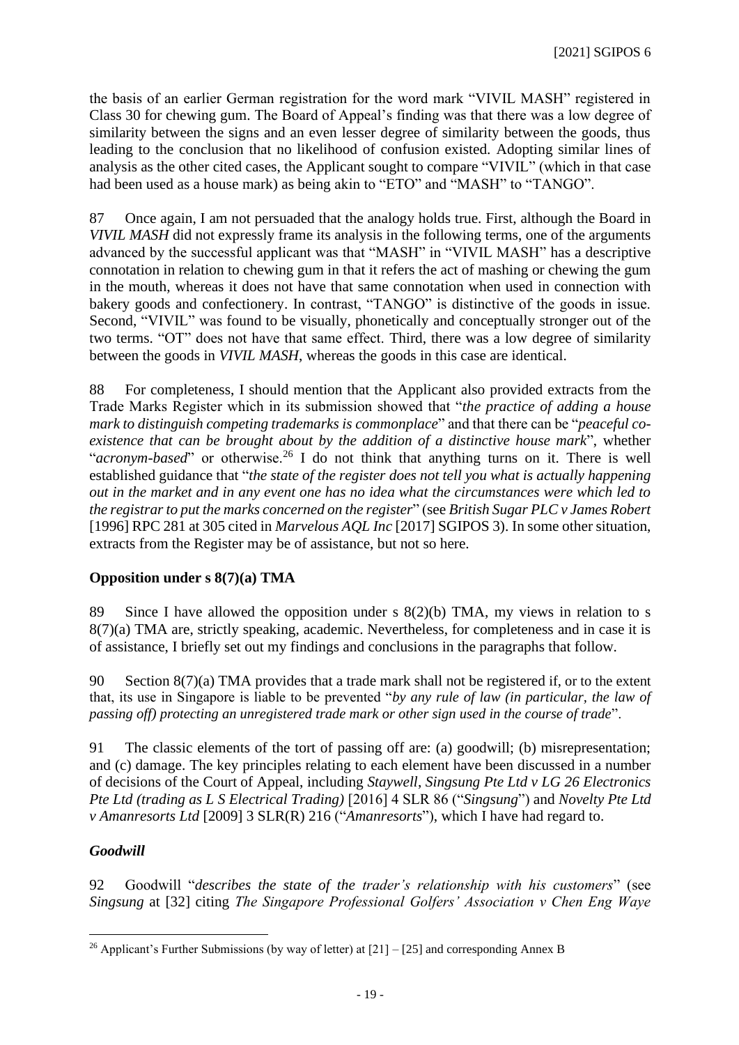the basis of an earlier German registration for the word mark "VIVIL MASH" registered in Class 30 for chewing gum. The Board of Appeal's finding was that there was a low degree of similarity between the signs and an even lesser degree of similarity between the goods, thus leading to the conclusion that no likelihood of confusion existed. Adopting similar lines of analysis as the other cited cases, the Applicant sought to compare "VIVIL" (which in that case had been used as a house mark) as being akin to "ETO" and "MASH" to "TANGO".

87 Once again, I am not persuaded that the analogy holds true. First, although the Board in *VIVIL MASH* did not expressly frame its analysis in the following terms, one of the arguments advanced by the successful applicant was that "MASH" in "VIVIL MASH" has a descriptive connotation in relation to chewing gum in that it refers the act of mashing or chewing the gum in the mouth, whereas it does not have that same connotation when used in connection with bakery goods and confectionery. In contrast, "TANGO" is distinctive of the goods in issue. Second, "VIVIL" was found to be visually, phonetically and conceptually stronger out of the two terms. "OT" does not have that same effect. Third, there was a low degree of similarity between the goods in *VIVIL MASH*, whereas the goods in this case are identical.

88 For completeness, I should mention that the Applicant also provided extracts from the Trade Marks Register which in its submission showed that "*the practice of adding a house mark to distinguish competing trademarks is commonplace*" and that there can be "*peaceful co-existence that can be brought about by the addition of a distinctive house mark*", whether "*acronym-based*" or otherwise.[26] I do not think that anything turns on it. There is well established guidance that "*the state of the register does not tell you what is actually happening out in the market and in any event one has no idea what the circumstances were which led to the registrar to put the marks concerned on the register*" (see *British Sugar PLC v James Robert* [1996] RPC 281 at 305 cited in *Marvelous AQL Inc* [2017] SGIPOS 3). In some other situation, extracts from the Register may be of assistance, but not so here.

## Opposition under s 8(7)(a) TMA

89 Since I have allowed the opposition under s 8(2)(b) TMA, my views in relation to s 8(7)(a) TMA are, strictly speaking, academic. Nevertheless, for completeness and in case it is of assistance, I briefly set out my findings and conclusions in the paragraphs that follow.

90 Section 8(7)(a) TMA provides that a trade mark shall not be registered if, or to the extent that, its use in Singapore is liable to be prevented "*by any rule of law (in particular, the law of passing off) protecting an unregistered trade mark or other sign used in the course of trade*".

91 The classic elements of the tort of passing off are: (a) goodwill; (b) misrepresentation; and (c) damage. The key principles relating to each element have been discussed in a number of decisions of the Court of Appeal, including *Staywell*, *Singsung Pte Ltd v LG 26 Electronics Pte Ltd (trading as L S Electrical Trading)* [2016] 4 SLR 86 ("*Singsung*") and *Novelty Pte Ltd v Amanresorts Ltd* [2009] 3 SLR(R) 216 ("*Amanresorts*"), which I have had regard to.

### *Goodwill*

92 Goodwill "*describes the state of the trader's relationship with his customers*" (see *Singsung* at [32] citing *The Singapore Professional Golfers' Association v Chen Eng Waye*

[26] Applicant's Further Submissions (by way of letter) at [21] – [25] and corresponding Annex B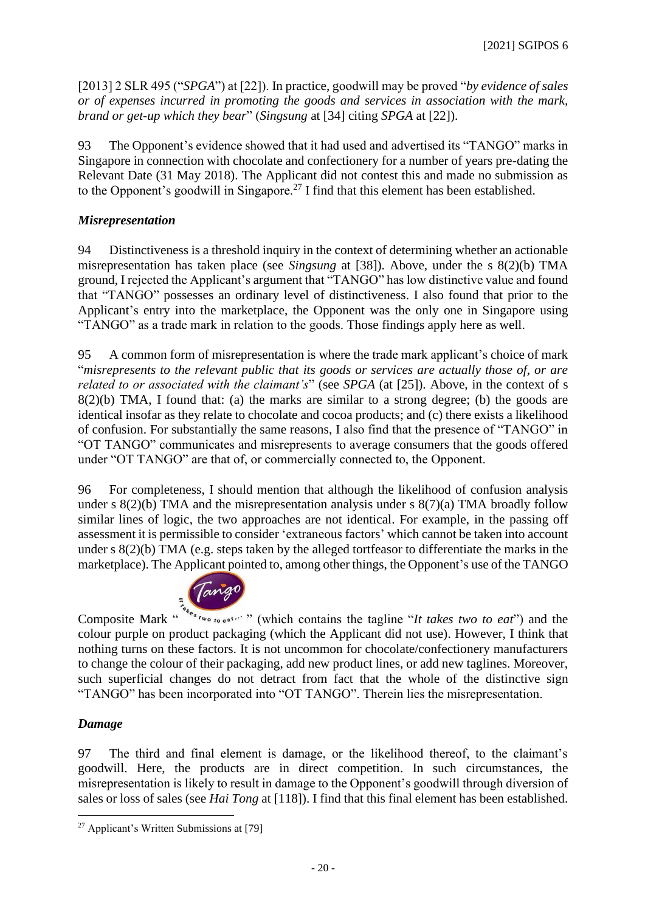[2013] 2 SLR 495 ("*SPGA*") at [22]). In practice, goodwill may be proved "*by evidence of sales or of expenses incurred in promoting the goods and services in association with the mark, brand or get-up which they bear*" (*Singsung* at [34] citing *SPGA* at [22]).

93 The Opponent's evidence showed that it had used and advertised its "TANGO" marks in Singapore in connection with chocolate and confectionery for a number of years pre-dating the Relevant Date (31 May 2018). The Applicant did not contest this and made no submission as to the Opponent's goodwill in Singapore.[27] I find that this element has been established.

### *Misrepresentation*

94 Distinctiveness is a threshold inquiry in the context of determining whether an actionable misrepresentation has taken place (see *Singsung* at [38]). Above, under the s 8(2)(b) TMA ground, I rejected the Applicant's argument that "TANGO" has low distinctive value and found that "TANGO" possesses an ordinary level of distinctiveness. I also found that prior to the Applicant's entry into the marketplace, the Opponent was the only one in Singapore using "TANGO" as a trade mark in relation to the goods. Those findings apply here as well.

95 A common form of misrepresentation is where the trade mark applicant's choice of mark "*misrepresents to the relevant public that its goods or services are actually those of, or are related to or associated with the claimant's*" (see *SPGA* (at [25]). Above, in the context of s 8(2)(b) TMA, I found that: (a) the marks are similar to a strong degree; (b) the goods are identical insofar as they relate to chocolate and cocoa products; and (c) there exists a likelihood of confusion. For substantially the same reasons, I also find that the presence of "TANGO" in "OT TANGO" communicates and misrepresents to average consumers that the goods offered under "OT TANGO" are that of, or commercially connected to, the Opponent.

96 For completeness, I should mention that although the likelihood of confusion analysis under s 8(2)(b) TMA and the misrepresentation analysis under s 8(7)(a) TMA broadly follow similar lines of logic, the two approaches are not identical. For example, in the passing off assessment it is permissible to consider 'extraneous factors' which cannot be taken into account under s 8(2)(b) TMA (e.g. steps taken by the alleged tortfeasor to differentiate the marks in the marketplace). The Applicant pointed to, among other things, the Opponent's use of the TANGO Composite Mark " " (which contains the tagline "*It takes two to eat*") and the colour purple on product packaging (which the Applicant did not use). However, I think that nothing turns on these factors. It is not uncommon for chocolate/confectionery manufacturers to change the colour of their packaging, add new product lines, or add new taglines. Moreover, such superficial changes do not detract from fact that the whole of the distinctive sign "TANGO" has been incorporated into "OT TANGO". Therein lies the misrepresentation.

### *Damage*

97 The third and final element is damage, or the likelihood thereof, to the claimant's goodwill. Here, the products are in direct competition. In such circumstances, the misrepresentation is likely to result in damage to the Opponent's goodwill through diversion of sales or loss of sales (see *Hai Tong* at [118]). I find that this final element has been established.

---

[27] Applicant's Written Submissions at [79]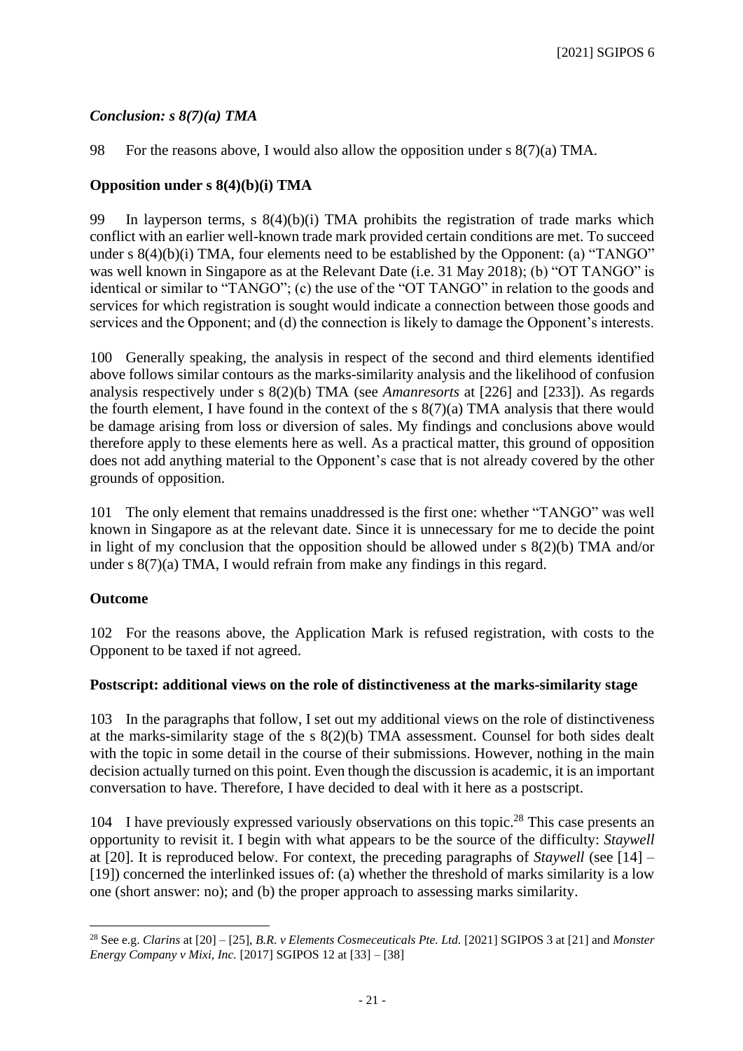### *Conclusion: s 8(7)(a) TMA*

98 For the reasons above, I would also allow the opposition under s 8(7)(a) TMA.

### **Opposition under s 8(4)(b)(i) TMA**

99 In layperson terms, s 8(4)(b)(i) TMA prohibits the registration of trade marks which conflict with an earlier well-known trade mark provided certain conditions are met. To succeed under s 8(4)(b)(i) TMA, four elements need to be established by the Opponent: (a) "TANGO" was well known in Singapore as at the Relevant Date (i.e. 31 May 2018); (b) "OT TANGO" is identical or similar to "TANGO"; (c) the use of the "OT TANGO" in relation to the goods and services for which registration is sought would indicate a connection between those goods and services and the Opponent; and (d) the connection is likely to damage the Opponent's interests.

100 Generally speaking, the analysis in respect of the second and third elements identified above follows similar contours as the marks-similarity analysis and the likelihood of confusion analysis respectively under s 8(2)(b) TMA (see *Amanresorts* at [226] and [233]). As regards the fourth element, I have found in the context of the s 8(7)(a) TMA analysis that there would be damage arising from loss or diversion of sales. My findings and conclusions above would therefore apply to these elements here as well. As a practical matter, this ground of opposition does not add anything material to the Opponent's case that is not already covered by the other grounds of opposition.

101 The only element that remains unaddressed is the first one: whether "TANGO" was well known in Singapore as at the relevant date. Since it is unnecessary for me to decide the point in light of my conclusion that the opposition should be allowed under s 8(2)(b) TMA and/or under s 8(7)(a) TMA, I would refrain from make any findings in this regard.

### **Outcome**

102 For the reasons above, the Application Mark is refused registration, with costs to the Opponent to be taxed if not agreed.

### **Postscript: additional views on the role of distinctiveness at the marks-similarity stage**

103 In the paragraphs that follow, I set out my additional views on the role of distinctiveness at the marks-similarity stage of the s 8(2)(b) TMA assessment. Counsel for both sides dealt with the topic in some detail in the course of their submissions. However, nothing in the main decision actually turned on this point. Even though the discussion is academic, it is an important conversation to have. Therefore, I have decided to deal with it here as a postscript.

104 I have previously expressed variously observations on this topic.[28] This case presents an opportunity to revisit it. I begin with what appears to be the source of the difficulty: *Staywell* at [20]. It is reproduced below. For context, the preceding paragraphs of *Staywell* (see [14] – [19]) concerned the interlinked issues of: (a) whether the threshold of marks similarity is a low one (short answer: no); and (b) the proper approach to assessing marks similarity.

---

[28] See e.g. *Clarins* at [20] – [25], *B.R. v Elements Cosmeceuticals Pte. Ltd.* [2021] SGIPOS 3 at [21] and *Monster Energy Company v Mixi, Inc.* [2017] SGIPOS 12 at [33] – [38]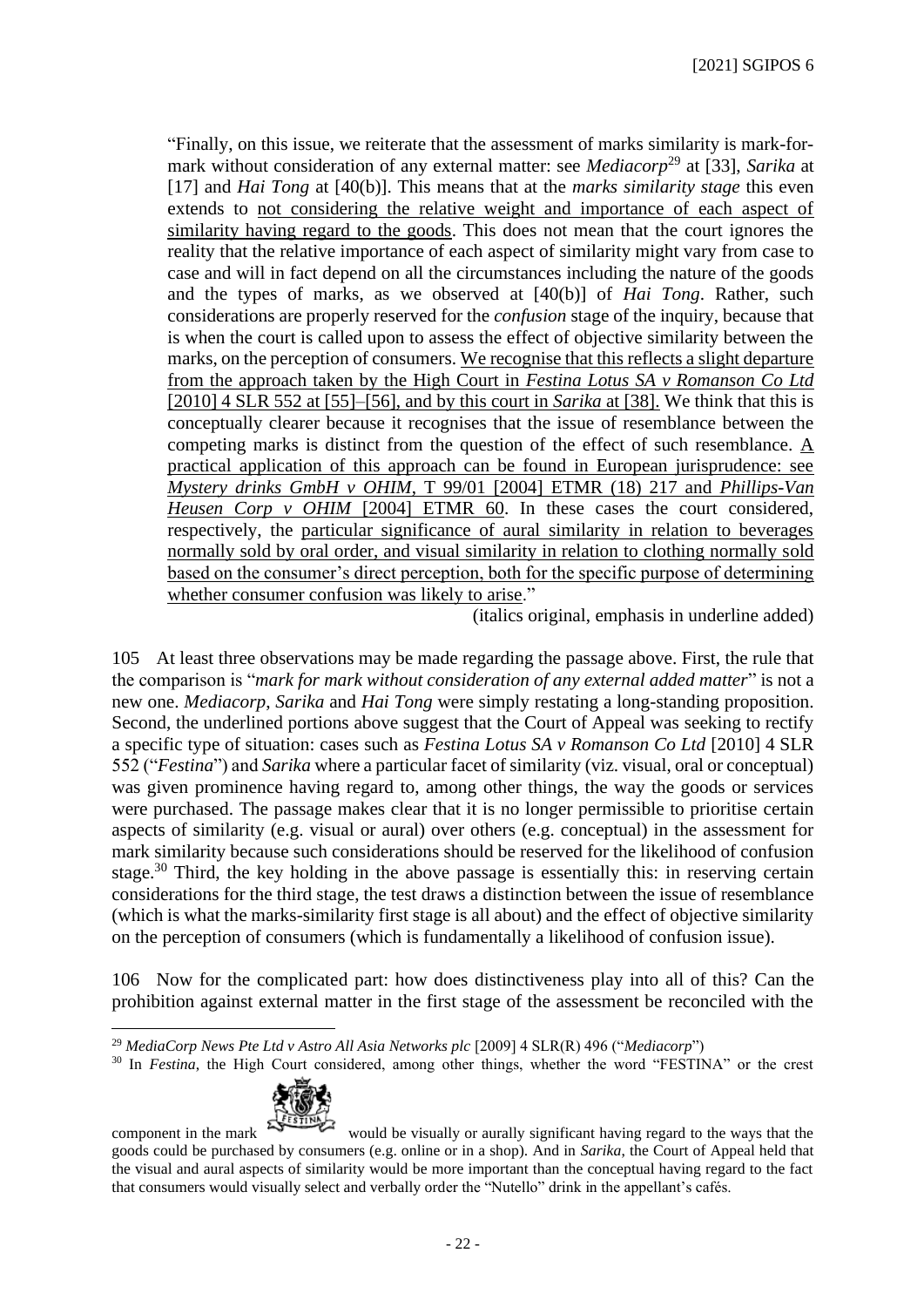"Finally, on this issue, we reiterate that the assessment of marks similarity is mark-for-mark without consideration of any external matter: see *Mediacorp*[29] at [33], *Sarika* at [17] and *Hai Tong* at [40(b)]. This means that at the *marks similarity stage* this even extends to <u>not considering the relative weight and importance of each aspect of similarity having regard to the goods</u>. This does not mean that the court ignores the reality that the relative importance of each aspect of similarity might vary from case to case and will in fact depend on all the circumstances including the nature of the goods and the types of marks, as we observed at [40(b)] of *Hai Tong*. Rather, such considerations are properly reserved for the *confusion* stage of the inquiry, because that is when the court is called upon to assess the effect of objective similarity between the marks, on the perception of consumers. <u>We recognise that this reflects a slight departure from the approach taken by the High Court in *Festina Lotus SA v Romanson Co Ltd* [2010] 4 SLR 552 at [55]–[56], and by this court in *Sarika* at [38].</u> We think that this is conceptually clearer because it recognises that the issue of resemblance between the competing marks is distinct from the question of the effect of such resemblance. <u>A practical application of this approach can be found in European jurisprudence: see *Mystery drinks GmbH v OHIM*, T 99/01 [2004] ETMR (18) 217 and *Phillips-Van Heusen Corp v OHIM* [2004] ETMR 60</u>. In these cases the court considered, respectively, the <u>particular significance of aural similarity in relation to beverages normally sold by oral order, and visual similarity in relation to clothing normally sold based on the consumer's direct perception, both for the specific purpose of determining whether consumer confusion was likely to arise</u>."

(italics original, emphasis in underline added)

105 At least three observations may be made regarding the passage above. First, the rule that the comparison is "*mark for mark without consideration of any external added matter*" is not a new one. *Mediacorp*, *Sarika* and *Hai Tong* were simply restating a long-standing proposition. Second, the underlined portions above suggest that the Court of Appeal was seeking to rectify a specific type of situation: cases such as *Festina Lotus SA v Romanson Co Ltd* [2010] 4 SLR 552 ("*Festina*") and *Sarika* where a particular facet of similarity (viz. visual, oral or conceptual) was given prominence having regard to, among other things, the way the goods or services were purchased. The passage makes clear that it is no longer permissible to prioritise certain aspects of similarity (e.g. visual or aural) over others (e.g. conceptual) in the assessment for mark similarity because such considerations should be reserved for the likelihood of confusion stage.[30] Third, the key holding in the above passage is essentially this: in reserving certain considerations for the third stage, the test draws a distinction between the issue of resemblance (which is what the marks-similarity first stage is all about) and the effect of objective similarity on the perception of consumers (which is fundamentally a likelihood of confusion issue).

106 Now for the complicated part: how does distinctiveness play into all of this? Can the prohibition against external matter in the first stage of the assessment be reconciled with the

---

[29] *MediaCorp News Pte Ltd v Astro All Asia Networks plc* [2009] 4 SLR(R) 496 ("*Mediacorp*")

[30] In *Festina*, the High Court considered, among other things, whether the word "FESTINA" or the crest component in the mark would be visually or aurally significant having regard to the ways that the goods could be purchased by consumers (e.g. online or in a shop). And in *Sarika*, the Court of Appeal held that the visual and aural aspects of similarity would be more important than the conceptual having regard to the fact that consumers would visually select and verbally order the "Nutello" drink in the appellant's cafés.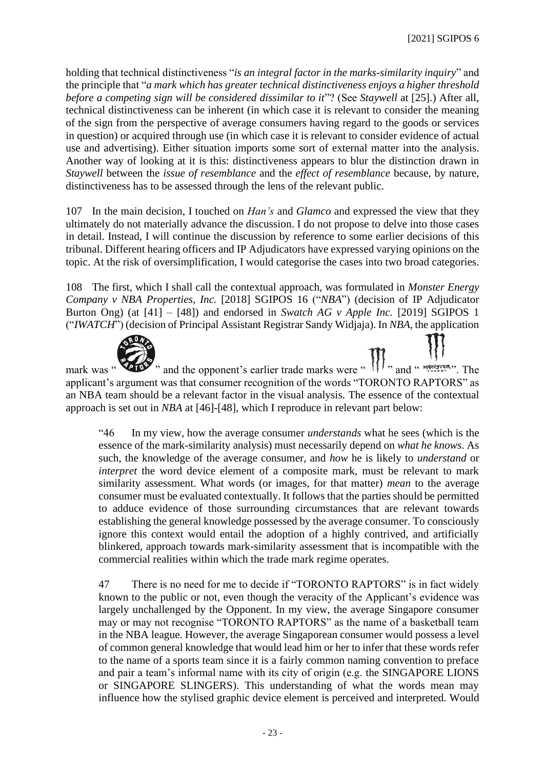holding that technical distinctiveness "*is an integral factor in the marks-similarity inquiry*" and the principle that "*a mark which has greater technical distinctiveness enjoys a higher threshold before a competing sign will be considered dissimilar to it*"? (See *Staywell* at [25].) After all, technical distinctiveness can be inherent (in which case it is relevant to consider the meaning of the sign from the perspective of average consumers having regard to the goods or services in question) or acquired through use (in which case it is relevant to consider evidence of actual use and advertising). Either situation imports some sort of external matter into the analysis. Another way of looking at it is this: distinctiveness appears to blur the distinction drawn in *Staywell* between the *issue of resemblance* and the *effect of resemblance* because, by nature, distinctiveness has to be assessed through the lens of the relevant public.

107 In the main decision, I touched on *Han's* and *Glamco* and expressed the view that they ultimately do not materially advance the discussion. I do not propose to delve into those cases in detail. Instead, I will continue the discussion by reference to some earlier decisions of this tribunal. Different hearing officers and IP Adjudicators have expressed varying opinions on the topic. At the risk of oversimplification, I would categorise the cases into two broad categories.

108 The first, which I shall call the contextual approach, was formulated in *Monster Energy Company v NBA Properties, Inc.* [2018] SGIPOS 16 ("*NBA*") (decision of IP Adjudicator Burton Ong) (at [41] – [48]) and endorsed in *Swatch AG v Apple Inc.* [2019] SGIPOS 1 ("*IWATCH*") (decision of Principal Assistant Registrar Sandy Widjaja). In *NBA*, the application mark was " " and the opponent's earlier trade marks were " " and " ". The applicant's argument was that consumer recognition of the words "TORONTO RAPTORS" as an NBA team should be a relevant factor in the visual analysis. The essence of the contextual approach is set out in *NBA* at [46]-[48], which I reproduce in relevant part below:

> "46 In my view, how the average consumer *understands* what he sees (which is the essence of the mark-similarity analysis) must necessarily depend on *what he knows*. As such, the knowledge of the average consumer, and *how* he is likely to *understand* or *interpret* the word device element of a composite mark, must be relevant to mark similarity assessment. What words (or images, for that matter) *mean* to the average consumer must be evaluated contextually. It follows that the parties should be permitted to adduce evidence of those surrounding circumstances that are relevant towards establishing the general knowledge possessed by the average consumer. To consciously ignore this context would entail the adoption of a highly contrived, and artificially blinkered, approach towards mark-similarity assessment that is incompatible with the commercial realities within which the trade mark regime operates.
>
> 47 There is no need for me to decide if "TORONTO RAPTORS" is in fact widely known to the public or not, even though the veracity of the Applicant's evidence was largely unchallenged by the Opponent. In my view, the average Singapore consumer may or may not recognise "TORONTO RAPTORS" as the name of a basketball team in the NBA league. However, the average Singaporean consumer would possess a level of common general knowledge that would lead him or her to infer that these words refer to the name of a sports team since it is a fairly common naming convention to preface and pair a team's informal name with its city of origin (e.g. the SINGAPORE LIONS or SINGAPORE SLINGERS). This understanding of what the words mean may influence how the stylised graphic device element is perceived and interpreted. Would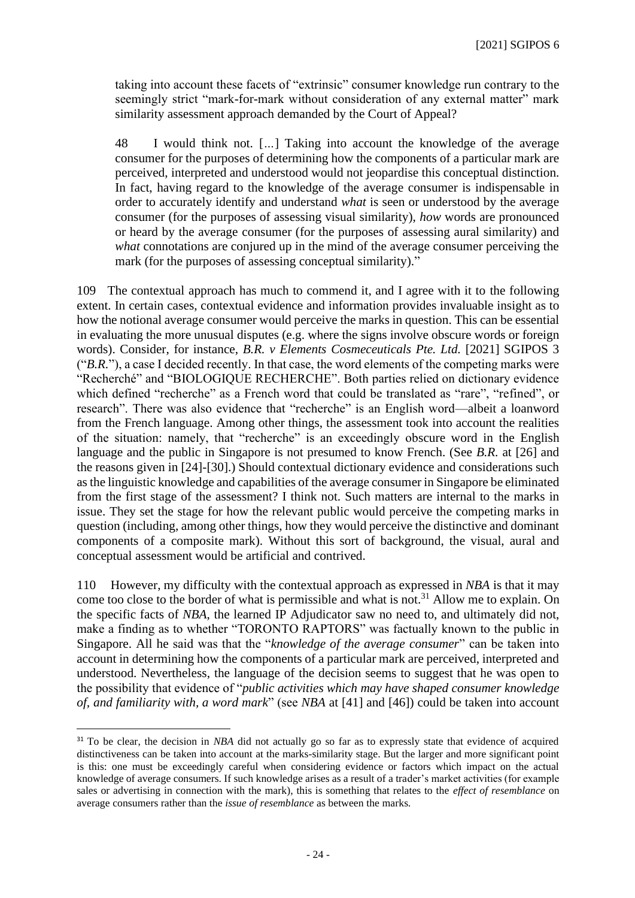taking into account these facets of "extrinsic" consumer knowledge run contrary to the seemingly strict "mark-for-mark without consideration of any external matter" mark similarity assessment approach demanded by the Court of Appeal?

> 48 I would think not. [...] Taking into account the knowledge of the average consumer for the purposes of determining how the components of a particular mark are perceived, interpreted and understood would not jeopardise this conceptual distinction. In fact, having regard to the knowledge of the average consumer is indispensable in order to accurately identify and understand *what* is seen or understood by the average consumer (for the purposes of assessing visual similarity), *how* words are pronounced or heard by the average consumer (for the purposes of assessing aural similarity) and *what* connotations are conjured up in the mind of the average consumer perceiving the mark (for the purposes of assessing conceptual similarity)."

109 The contextual approach has much to commend it, and I agree with it to the following extent. In certain cases, contextual evidence and information provides invaluable insight as to how the notional average consumer would perceive the marks in question. This can be essential in evaluating the more unusual disputes (e.g. where the signs involve obscure words or foreign words). Consider, for instance, *B.R. v Elements Cosmeceuticals Pte. Ltd.* [2021] SGIPOS 3 ("*B.R.*"), a case I decided recently. In that case, the word elements of the competing marks were "Recherché" and "BIOLOGIQUE RECHERCHE". Both parties relied on dictionary evidence which defined "recherche" as a French word that could be translated as "rare", "refined", or research". There was also evidence that "recherche" is an English word—albeit a loanword from the French language. Among other things, the assessment took into account the realities of the situation: namely, that "recherche" is an exceedingly obscure word in the English language and the public in Singapore is not presumed to know French. (See *B.R.* at [26] and the reasons given in [24]-[30].) Should contextual dictionary evidence and considerations such as the linguistic knowledge and capabilities of the average consumer in Singapore be eliminated from the first stage of the assessment? I think not. Such matters are internal to the marks in issue. They set the stage for how the relevant public would perceive the competing marks in question (including, among other things, how they would perceive the distinctive and dominant components of a composite mark). Without this sort of background, the visual, aural and conceptual assessment would be artificial and contrived.

110 However, my difficulty with the contextual approach as expressed in *NBA* is that it may come too close to the border of what is permissible and what is not.[31] Allow me to explain. On the specific facts of *NBA*, the learned IP Adjudicator saw no need to, and ultimately did not, make a finding as to whether "TORONTO RAPTORS" was factually known to the public in Singapore. All he said was that the "*knowledge of the average consumer*" can be taken into account in determining how the components of a particular mark are perceived, interpreted and understood. Nevertheless, the language of the decision seems to suggest that he was open to the possibility that evidence of "*public activities which may have shaped consumer knowledge of, and familiarity with, a word mark*" (see *NBA* at [41] and [46]) could be taken into account

---

[31] To be clear, the decision in *NBA* did not actually go so far as to expressly state that evidence of acquired distinctiveness can be taken into account at the marks-similarity stage. But the larger and more significant point is this: one must be exceedingly careful when considering evidence or factors which impact on the actual knowledge of average consumers. If such knowledge arises as a result of a trader's market activities (for example sales or advertising in connection with the mark), this is something that relates to the *effect of resemblance* on average consumers rather than the *issue of resemblance* as between the marks.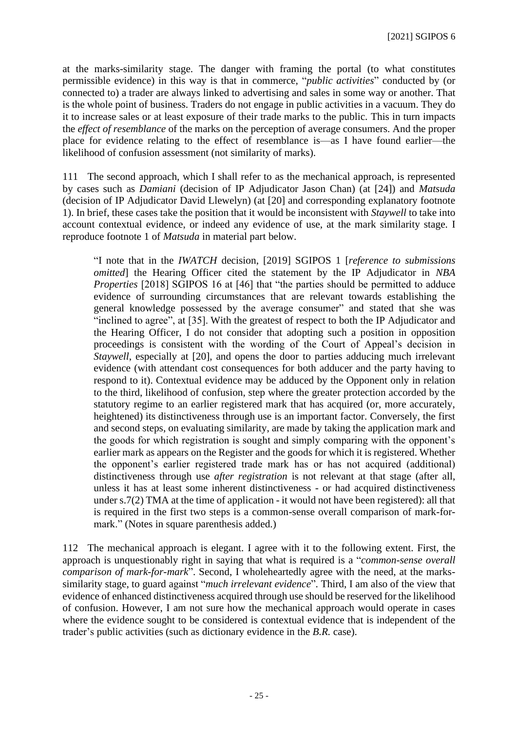at the marks-similarity stage. The danger with framing the portal (to what constitutes permissible evidence) in this way is that in commerce, "*public activities*" conducted by (or connected to) a trader are always linked to advertising and sales in some way or another. That is the whole point of business. Traders do not engage in public activities in a vacuum. They do it to increase sales or at least exposure of their trade marks to the public. This in turn impacts the *effect of resemblance* of the marks on the perception of average consumers. And the proper place for evidence relating to the effect of resemblance is—as I have found earlier—the likelihood of confusion assessment (not similarity of marks).

111 The second approach, which I shall refer to as the mechanical approach, is represented by cases such as *Damiani* (decision of IP Adjudicator Jason Chan) (at [24]) and *Matsuda* (decision of IP Adjudicator David Llewelyn) (at [20] and corresponding explanatory footnote 1). In brief, these cases take the position that it would be inconsistent with *Staywell* to take into account contextual evidence, or indeed any evidence of use, at the mark similarity stage. I reproduce footnote 1 of *Matsuda* in material part below.

> "I note that in the *IWATCH* decision, [2019] SGIPOS 1 [*reference to submissions omitted*] the Hearing Officer cited the statement by the IP Adjudicator in *NBA Properties* [2018] SGIPOS 16 at [46] that "the parties should be permitted to adduce evidence of surrounding circumstances that are relevant towards establishing the general knowledge possessed by the average consumer" and stated that she was "inclined to agree", at [35]. With the greatest of respect to both the IP Adjudicator and the Hearing Officer, I do not consider that adopting such a position in opposition proceedings is consistent with the wording of the Court of Appeal's decision in *Staywell*, especially at [20], and opens the door to parties adducing much irrelevant evidence (with attendant cost consequences for both adducer and the party having to respond to it). Contextual evidence may be adduced by the Opponent only in relation to the third, likelihood of confusion, step where the greater protection accorded by the statutory regime to an earlier registered mark that has acquired (or, more accurately, heightened) its distinctiveness through use is an important factor. Conversely, the first and second steps, on evaluating similarity, are made by taking the application mark and the goods for which registration is sought and simply comparing with the opponent's earlier mark as appears on the Register and the goods for which it is registered. Whether the opponent's earlier registered trade mark has or has not acquired (additional) distinctiveness through use *after registration* is not relevant at that stage (after all, unless it has at least some inherent distinctiveness - or had acquired distinctiveness under s.7(2) TMA at the time of application - it would not have been registered): all that is required in the first two steps is a common-sense overall comparison of mark-for-mark." (Notes in square parenthesis added.)

112 The mechanical approach is elegant. I agree with it to the following extent. First, the approach is unquestionably right in saying that what is required is a "*common-sense overall comparison of mark-for-mark*". Second, I wholeheartedly agree with the need, at the marks-similarity stage, to guard against "*much irrelevant evidence*". Third, I am also of the view that evidence of enhanced distinctiveness acquired through use should be reserved for the likelihood of confusion. However, I am not sure how the mechanical approach would operate in cases where the evidence sought to be considered is contextual evidence that is independent of the trader's public activities (such as dictionary evidence in the *B.R.* case).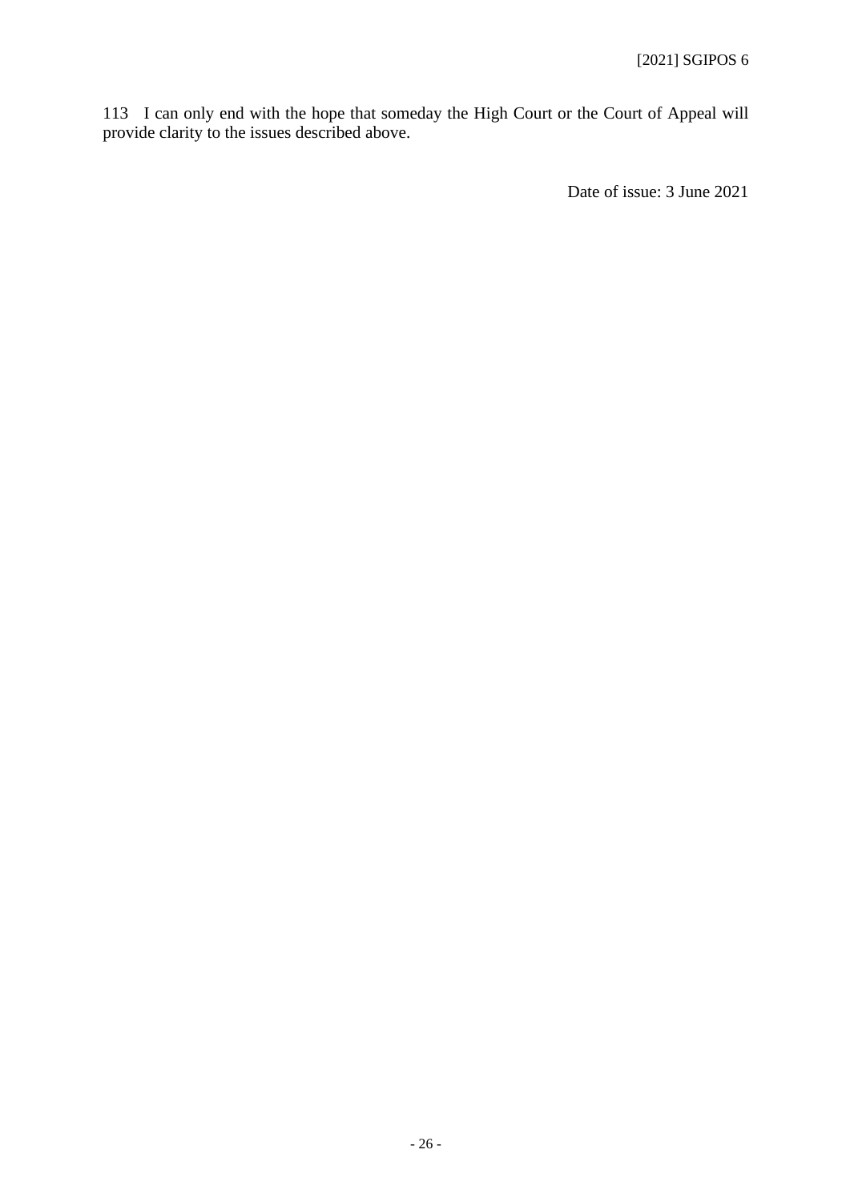113 I can only end with the hope that someday the High Court or the Court of Appeal will provide clarity to the issues described above.

Date of issue: 3 June 2021